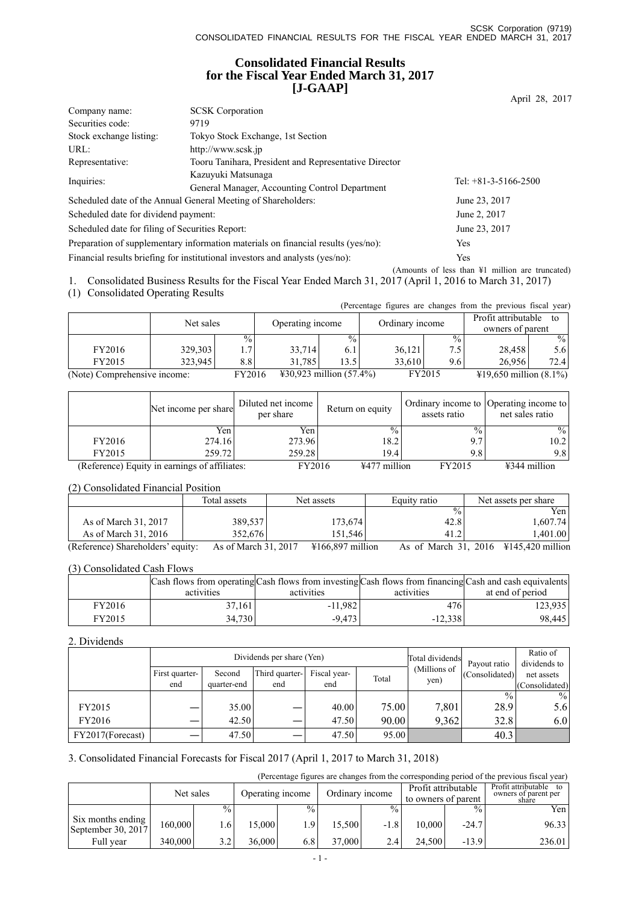# Consolidated Financial Results for the Fiscal Year Ended March 31, 2017 [J-GAAP]

April 28, 2017

| | | |
|---|---|---|
| Company name: | SCSK Corporation | |
| Securities code: | 9719 | |
| Stock exchange listing: | Tokyo Stock Exchange, 1st Section | |
| URL: | http://www.scsk.jp | |
| Representative: | Tooru Tanihara, President and Representative Director | |
| Inquiries: | Kazuyuki Matsunaga<br>General Manager, Accounting Control Department | Tel: +81-3-5166-2500 |
| Scheduled date of the Annual General Meeting of Shareholders: | | June 23, 2017 |
| Scheduled date for dividend payment: | | June 2, 2017 |
| Scheduled date for filing of Securities Report: | | June 23, 2017 |
| Preparation of supplementary information materials on financial results (yes/no): | | Yes |
| Financial results briefing for institutional investors and analysts (yes/no): | | Yes |

(Amounts of less than ¥1 million are truncated)

1. Consolidated Business Results for the Fiscal Year Ended March 31, 2017 (April 1, 2016 to March 31, 2017)

(1) Consolidated Operating Results

(Percentage figures are changes from the previous fiscal year)

| | Net sales | | Operating income | | Ordinary income | | Profit attributable to owners of parent | |
|---|---|---|---|---|---|---|---|---|
| | | % | | % | | % | | % |
| FY2016 | 329,303 | 1.7 | 33,714 | 6.1 | 36,121 | 7.5 | 28,458 | 5.6 |
| FY2015 | 323,945 | 8.8 | 31,785 | 13.5 | 33,610 | 9.6 | 26,956 | 72.4 |

(Note) Comprehensive income: FY2016 ¥30,923 million (57.4%) FY2015 ¥19,650 million (8.1%)

| | Net income per share | Diluted net income per share | Return on equity | Ordinary income to assets ratio | Operating income to net sales ratio |
|---|---|---|---|---|---|
| | Yen | Yen | % | % | % |
| FY2016 | 274.16 | 273.96 | 18.2 | 9.7 | 10.2 |
| FY2015 | 259.72 | 259.28 | 19.4 | 9.8 | 9.8 |

(Reference) Equity in earnings of affiliates: FY2016 ¥477 million FY2015 ¥344 million

(2) Consolidated Financial Position

| | Total assets | Net assets | Equity ratio | Net assets per share |
|---|---|---|---|---|
| | | | % | Yen |
| As of March 31, 2017 | 389,537 | 173,674 | 42.8 | 1,607.74 |
| As of March 31, 2016 | 352,676 | 151,546 | 41.2 | 1,401.00 |

(Reference) Shareholders' equity: As of March 31, 2017 ¥166,897 million As of March 31, 2016 ¥145,420 million

(3) Consolidated Cash Flows

| | Cash flows from operating activities | Cash flows from investing activities | Cash flows from financing activities | Cash and cash equivalents at end of period |
|---|---|---|---|---|
| FY2016 | 37,161 | -11,982 | 476 | 123,935 |
| FY2015 | 34,730 | -9,473 | -12,338 | 98,445 |

2. Dividends

| | Dividends per share (Yen) | | | | | Total dividends (Millions of yen) | Payout ratio (Consolidated) | Ratio of dividends to net assets (Consolidated) |
|---|---|---|---|---|---|---|---|---|
| | First quarter-end | Second quarter-end | Third quarter-end | Fiscal year-end | Total | | | |
| | | | | | | | % | % |
| FY2015 | ― | 35.00 | ― | 40.00 | 75.00 | 7,801 | 28.9 | 5.6 |
| FY2016 | ― | 42.50 | ― | 47.50 | 90.00 | 9,362 | 32.8 | 6.0 |
| FY2017(Forecast) | ― | 47.50 | ― | 47.50 | 95.00 | | 40.3 | |

3. Consolidated Financial Forecasts for Fiscal 2017 (April 1, 2017 to March 31, 2018)

(Percentage figures are changes from the corresponding period of the previous fiscal year)

| | Net sales | | Operating income | | Ordinary income | | Profit attributable to owners of parent | | Profit attributable to owners of parent per share |
|---|---|---|---|---|---|---|---|---|---|
| | | % | | % | | % | | % | Yen |
| Six months ending September 30, 2017 | 160,000 | 1.6 | 15,000 | 1.9 | 15,500 | -1.8 | 10,000 | -24.7 | 96.33 |
| Full year | 340,000 | 3.2 | 36,000 | 6.8 | 37,000 | 2.4 | 24,500 | -13.9 | 236.01 |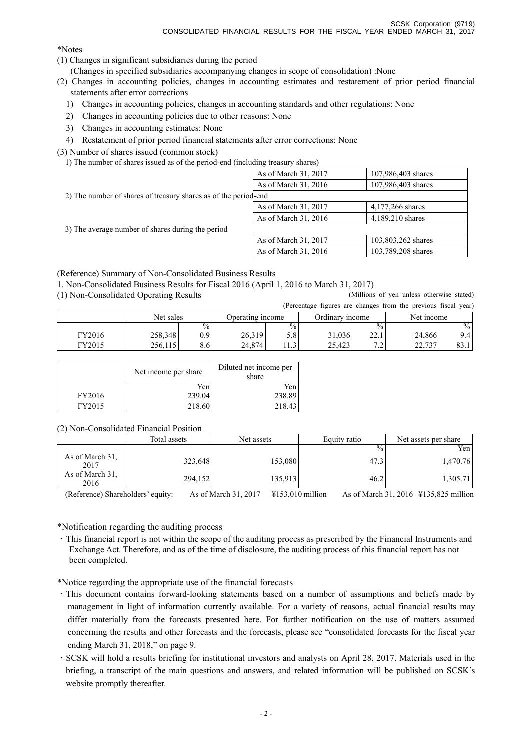*Notes

(1) Changes in significant subsidiaries during the period
 (Changes in specified subsidiaries accompanying changes in scope of consolidation) :None

(2) Changes in accounting policies, changes in accounting estimates and restatement of prior period financial statements after error corrections
 1) Changes in accounting policies, changes in accounting standards and other regulations: None
 2) Changes in accounting policies due to other reasons: None
 3) Changes in accounting estimates: None
 4) Restatement of prior period financial statements after error corrections: None

(3) Number of shares issued (common stock)

1) The number of shares issued as of the period-end (including treasury shares)

| | |
|---|---|
| As of March 31, 2017 | 107,986,403 shares |
| As of March 31, 2016 | 107,986,403 shares |

2) The number of shares of treasury shares as of the period-end

| | |
|---|---|
| As of March 31, 2017 | 4,177,266 shares |
| As of March 31, 2016 | 4,189,210 shares |

3) The average number of shares during the period

| | |
|---|---|
| As of March 31, 2017 | 103,803,262 shares |
| As of March 31, 2016 | 103,789,208 shares |

(Reference) Summary of Non-Consolidated Business Results

1. Non-Consolidated Business Results for Fiscal 2016 (April 1, 2016 to March 31, 2017)

(1) Non-Consolidated Operating Results

(Millions of yen unless otherwise stated)
(Percentage figures are changes from the previous fiscal year)

| | Net sales | | Operating income | | Ordinary income | | Net income | |
|---|---|---|---|---|---|---|---|---|
| | | % | | % | | % | | % |
| FY2016 | 258,348 | 0.9 | 26,319 | 5.8 | 31,036 | 22.1 | 24,866 | 9.4 |
| FY2015 | 256,115 | 8.6 | 24,874 | 11.3 | 25,423 | 7.2 | 22,737 | 83.1 |

| | Net income per share | Diluted net income per share |
|---|---|---|
| | Yen | Yen |
| FY2016 | 239.04 | 238.89 |
| FY2015 | 218.60 | 218.43 |

(2) Non-Consolidated Financial Position

| | Total assets | Net assets | Equity ratio | Net assets per share |
|---|---|---|---|---|
| | | | % | Yen |
| As of March 31, 2017 | 323,648 | 153,080 | 47.3 | 1,470.76 |
| As of March 31, 2016 | 294,152 | 135,913 | 46.2 | 1,305.71 |

(Reference) Shareholders' equity: As of March 31, 2017 ¥153,010 million As of March 31, 2016 ¥135,825 million

*Notification regarding the auditing process

・This financial report is not within the scope of the auditing process as prescribed by the Financial Instruments and Exchange Act. Therefore, and as of the time of disclosure, the auditing process of this financial report has not been completed.

*Notice regarding the appropriate use of the financial forecasts

・This document contains forward-looking statements based on a number of assumptions and beliefs made by management in light of information currently available. For a variety of reasons, actual financial results may differ materially from the forecasts presented here. For further notification on the use of matters assumed concerning the results and other forecasts and the forecasts, please see "consolidated forecasts for the fiscal year ending March 31, 2018," on page 9.

・SCSK will hold a results briefing for institutional investors and analysts on April 28, 2017. Materials used in the briefing, a transcript of the main questions and answers, and related information will be published on SCSK's website promptly thereafter.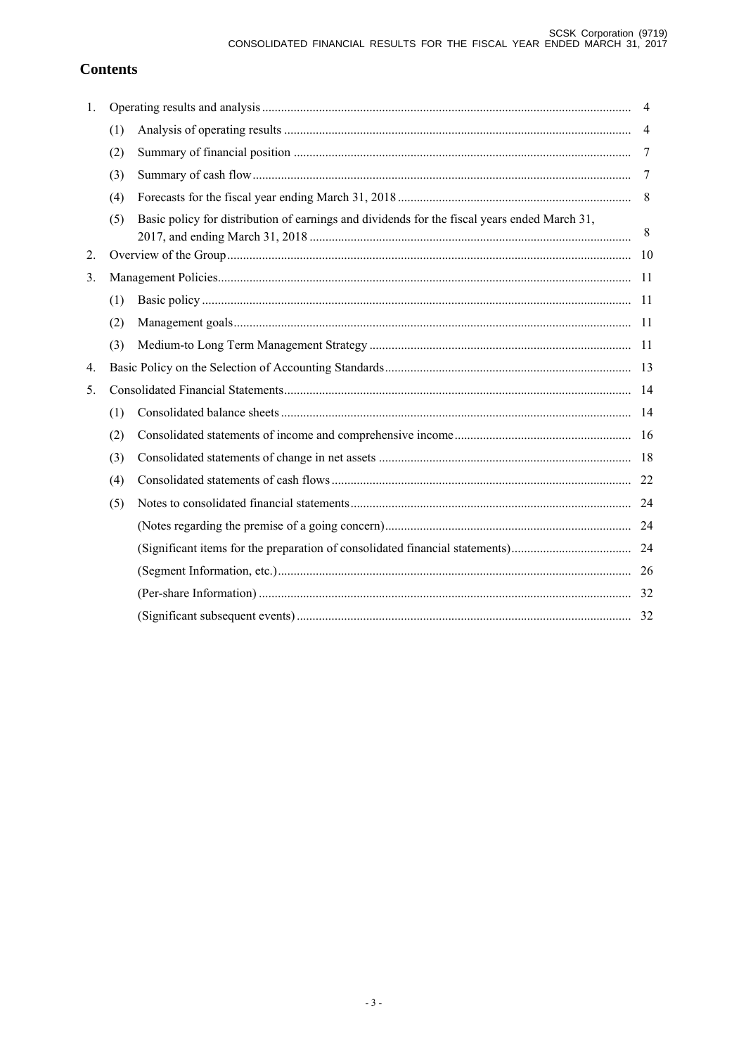## Contents

| | | | |
|---|---|---|---|
| 1. | Operating results and analysis | | 4 |
| | (1) | Analysis of operating results | 4 |
| | (2) | Summary of financial position | 7 |
| | (3) | Summary of cash flow | 7 |
| | (4) | Forecasts for the fiscal year ending March 31, 2018 | 8 |
| | (5) | Basic policy for distribution of earnings and dividends for the fiscal years ended March 31, 2017, and ending March 31, 2018 | 8 |
| 2. | Overview of the Group | | 10 |
| 3. | Management Policies | | 11 |
| | (1) | Basic policy | 11 |
| | (2) | Management goals | 11 |
| | (3) | Medium-to Long Term Management Strategy | 11 |
| 4. | Basic Policy on the Selection of Accounting Standards | | 13 |
| 5. | Consolidated Financial Statements | | 14 |
| | (1) | Consolidated balance sheets | 14 |
| | (2) | Consolidated statements of income and comprehensive income | 16 |
| | (3) | Consolidated statements of change in net assets | 18 |
| | (4) | Consolidated statements of cash flows | 22 |
| | (5) | Notes to consolidated financial statements | 24 |
| | | (Notes regarding the premise of a going concern) | 24 |
| | | (Significant items for the preparation of consolidated financial statements) | 24 |
| | | (Segment Information, etc.) | 26 |
| | | (Per-share Information) | 32 |
| | | (Significant subsequent events) | 32 |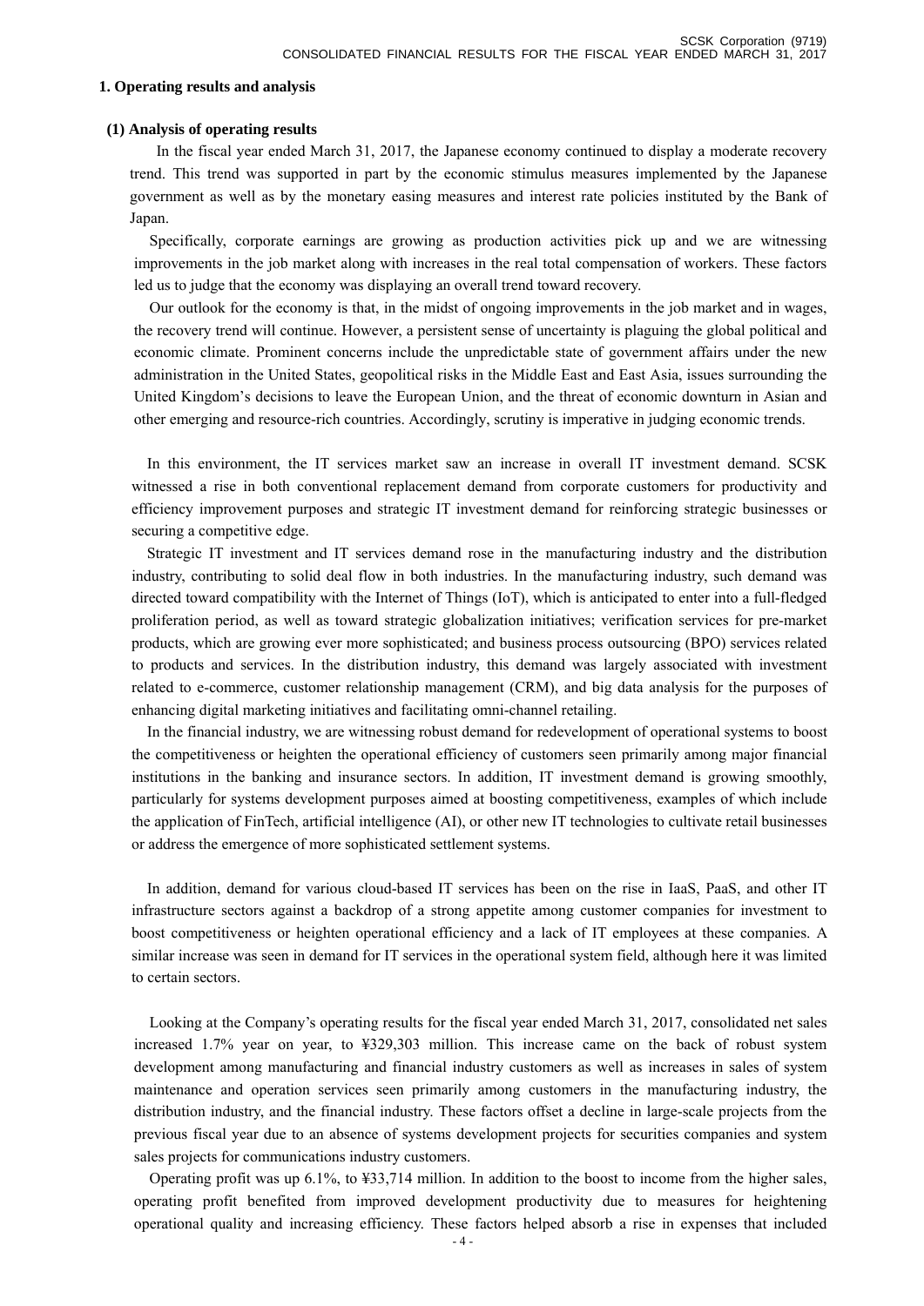## 1. Operating results and analysis

### (1) Analysis of operating results

In the fiscal year ended March 31, 2017, the Japanese economy continued to display a moderate recovery trend. This trend was supported in part by the economic stimulus measures implemented by the Japanese government as well as by the monetary easing measures and interest rate policies instituted by the Bank of Japan.

Specifically, corporate earnings are growing as production activities pick up and we are witnessing improvements in the job market along with increases in the real total compensation of workers. These factors led us to judge that the economy was displaying an overall trend toward recovery.

Our outlook for the economy is that, in the midst of ongoing improvements in the job market and in wages, the recovery trend will continue. However, a persistent sense of uncertainty is plaguing the global political and economic climate. Prominent concerns include the unpredictable state of government affairs under the new administration in the United States, geopolitical risks in the Middle East and East Asia, issues surrounding the United Kingdom's decisions to leave the European Union, and the threat of economic downturn in Asian and other emerging and resource-rich countries. Accordingly, scrutiny is imperative in judging economic trends.

In this environment, the IT services market saw an increase in overall IT investment demand. SCSK witnessed a rise in both conventional replacement demand from corporate customers for productivity and efficiency improvement purposes and strategic IT investment demand for reinforcing strategic businesses or securing a competitive edge.

Strategic IT investment and IT services demand rose in the manufacturing industry and the distribution industry, contributing to solid deal flow in both industries. In the manufacturing industry, such demand was directed toward compatibility with the Internet of Things (IoT), which is anticipated to enter into a full-fledged proliferation period, as well as toward strategic globalization initiatives; verification services for pre-market products, which are growing ever more sophisticated; and business process outsourcing (BPO) services related to products and services. In the distribution industry, this demand was largely associated with investment related to e-commerce, customer relationship management (CRM), and big data analysis for the purposes of enhancing digital marketing initiatives and facilitating omni-channel retailing.

In the financial industry, we are witnessing robust demand for redevelopment of operational systems to boost the competitiveness or heighten the operational efficiency of customers seen primarily among major financial institutions in the banking and insurance sectors. In addition, IT investment demand is growing smoothly, particularly for systems development purposes aimed at boosting competitiveness, examples of which include the application of FinTech, artificial intelligence (AI), or other new IT technologies to cultivate retail businesses or address the emergence of more sophisticated settlement systems.

In addition, demand for various cloud-based IT services has been on the rise in IaaS, PaaS, and other IT infrastructure sectors against a backdrop of a strong appetite among customer companies for investment to boost competitiveness or heighten operational efficiency and a lack of IT employees at these companies. A similar increase was seen in demand for IT services in the operational system field, although here it was limited to certain sectors.

Looking at the Company's operating results for the fiscal year ended March 31, 2017, consolidated net sales increased 1.7% year on year, to ¥329,303 million. This increase came on the back of robust system development among manufacturing and financial industry customers as well as increases in sales of system maintenance and operation services seen primarily among customers in the manufacturing industry, the distribution industry, and the financial industry. These factors offset a decline in large-scale projects from the previous fiscal year due to an absence of systems development projects for securities companies and system sales projects for communications industry customers.

Operating profit was up 6.1%, to ¥33,714 million. In addition to the boost to income from the higher sales, operating profit benefited from improved development productivity due to measures for heightening operational quality and increasing efficiency. These factors helped absorb a rise in expenses that included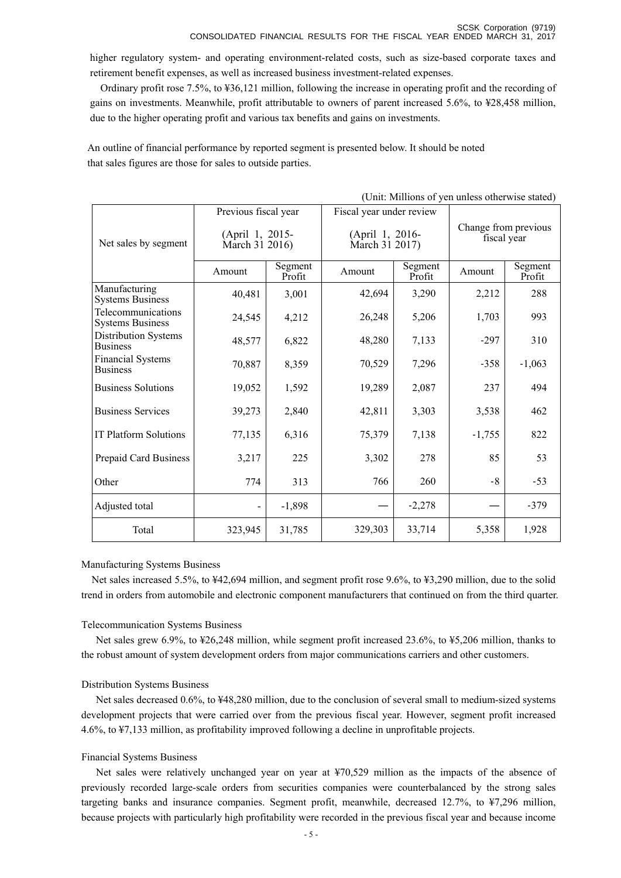higher regulatory system- and operating environment-related costs, such as size-based corporate taxes and retirement benefit expenses, as well as increased business investment-related expenses.

Ordinary profit rose 7.5%, to ¥36,121 million, following the increase in operating profit and the recording of gains on investments. Meanwhile, profit attributable to owners of parent increased 5.6%, to ¥28,458 million, due to the higher operating profit and various tax benefits and gains on investments.

An outline of financial performance by reported segment is presented below. It should be noted that sales figures are those for sales to outside parties.

(Unit: Millions of yen unless otherwise stated)

| Net sales by segment | Previous fiscal year (April 1, 2015- March 31 2016) | | Fiscal year under review (April 1, 2016- March 31 2017) | | Change from previous fiscal year | |
|---|---|---|---|---|---|---|
| | Amount | Segment Profit | Amount | Segment Profit | Amount | Segment Profit |
| Manufacturing Systems Business | 40,481 | 3,001 | 42,694 | 3,290 | 2,212 | 288 |
| Telecommunications Systems Business | 24,545 | 4,212 | 26,248 | 5,206 | 1,703 | 993 |
| Distribution Systems Business | 48,577 | 6,822 | 48,280 | 7,133 | -297 | 310 |
| Financial Systems Business | 70,887 | 8,359 | 70,529 | 7,296 | -358 | -1,063 |
| Business Solutions | 19,052 | 1,592 | 19,289 | 2,087 | 237 | 494 |
| Business Services | 39,273 | 2,840 | 42,811 | 3,303 | 3,538 | 462 |
| IT Platform Solutions | 77,135 | 6,316 | 75,379 | 7,138 | -1,755 | 822 |
| Prepaid Card Business | 3,217 | 225 | 3,302 | 278 | 85 | 53 |
| Other | 774 | 313 | 766 | 260 | -8 | -53 |
| Adjusted total | - | -1,898 | — | -2,278 | — | -379 |
| Total | 323,945 | 31,785 | 329,303 | 33,714 | 5,358 | 1,928 |

Manufacturing Systems Business

Net sales increased 5.5%, to ¥42,694 million, and segment profit rose 9.6%, to ¥3,290 million, due to the solid trend in orders from automobile and electronic component manufacturers that continued on from the third quarter.

Telecommunication Systems Business

Net sales grew 6.9%, to ¥26,248 million, while segment profit increased 23.6%, to ¥5,206 million, thanks to the robust amount of system development orders from major communications carriers and other customers.

Distribution Systems Business

Net sales decreased 0.6%, to ¥48,280 million, due to the conclusion of several small to medium-sized systems development projects that were carried over from the previous fiscal year. However, segment profit increased 4.6%, to ¥7,133 million, as profitability improved following a decline in unprofitable projects.

Financial Systems Business

Net sales were relatively unchanged year on year at ¥70,529 million as the impacts of the absence of previously recorded large-scale orders from securities companies were counterbalanced by the strong sales targeting banks and insurance companies. Segment profit, meanwhile, decreased 12.7%, to ¥7,296 million, because projects with particularly high profitability were recorded in the previous fiscal year and because income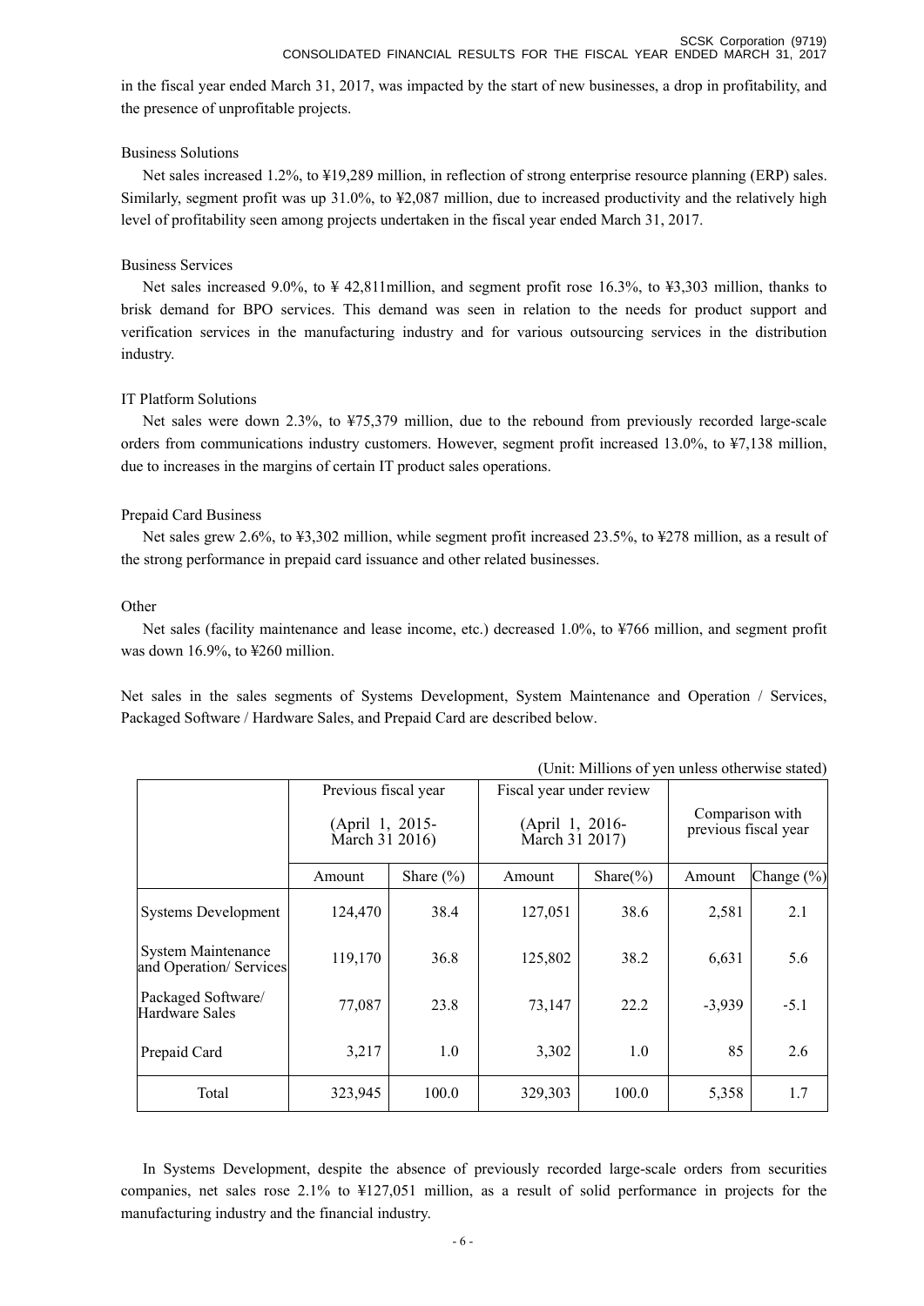in the fiscal year ended March 31, 2017, was impacted by the start of new businesses, a drop in profitability, and the presence of unprofitable projects.

Business Solutions

Net sales increased 1.2%, to ¥19,289 million, in reflection of strong enterprise resource planning (ERP) sales. Similarly, segment profit was up 31.0%, to ¥2,087 million, due to increased productivity and the relatively high level of profitability seen among projects undertaken in the fiscal year ended March 31, 2017.

Business Services

Net sales increased 9.0%, to ¥ 42,811million, and segment profit rose 16.3%, to ¥3,303 million, thanks to brisk demand for BPO services. This demand was seen in relation to the needs for product support and verification services in the manufacturing industry and for various outsourcing services in the distribution industry.

IT Platform Solutions

Net sales were down 2.3%, to ¥75,379 million, due to the rebound from previously recorded large-scale orders from communications industry customers. However, segment profit increased 13.0%, to ¥7,138 million, due to increases in the margins of certain IT product sales operations.

Prepaid Card Business

Net sales grew 2.6%, to ¥3,302 million, while segment profit increased 23.5%, to ¥278 million, as a result of the strong performance in prepaid card issuance and other related businesses.

Other

Net sales (facility maintenance and lease income, etc.) decreased 1.0%, to ¥766 million, and segment profit was down 16.9%, to ¥260 million.

Net sales in the sales segments of Systems Development, System Maintenance and Operation / Services, Packaged Software / Hardware Sales, and Prepaid Card are described below.

(Unit: Millions of yen unless otherwise stated)

| | Previous fiscal year (April 1, 2015- March 31 2016) | | Fiscal year under review (April 1, 2016- March 31 2017) | | Comparison with previous fiscal year | |
|---|---|---|---|---|---|---|
| | Amount | Share (%) | Amount | Share(%) | Amount | Change (%) |
| Systems Development | 124,470 | 38.4 | 127,051 | 38.6 | 2,581 | 2.1 |
| System Maintenance and Operation/ Services | 119,170 | 36.8 | 125,802 | 38.2 | 6,631 | 5.6 |
| Packaged Software/ Hardware Sales | 77,087 | 23.8 | 73,147 | 22.2 | -3,939 | -5.1 |
| Prepaid Card | 3,217 | 1.0 | 3,302 | 1.0 | 85 | 2.6 |
| Total | 323,945 | 100.0 | 329,303 | 100.0 | 5,358 | 1.7 |

In Systems Development, despite the absence of previously recorded large-scale orders from securities companies, net sales rose 2.1% to ¥127,051 million, as a result of solid performance in projects for the manufacturing industry and the financial industry.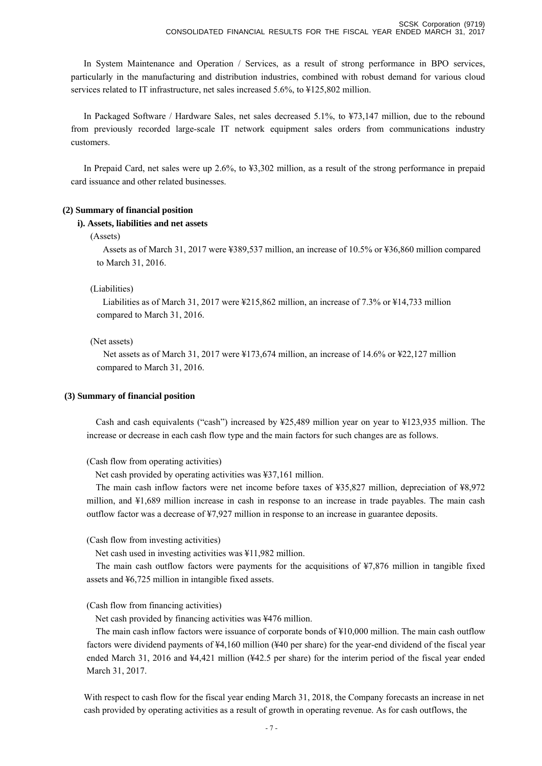In System Maintenance and Operation / Services, as a result of strong performance in BPO services, particularly in the manufacturing and distribution industries, combined with robust demand for various cloud services related to IT infrastructure, net sales increased 5.6%, to ¥125,802 million.

In Packaged Software / Hardware Sales, net sales decreased 5.1%, to ¥73,147 million, due to the rebound from previously recorded large-scale IT network equipment sales orders from communications industry customers.

In Prepaid Card, net sales were up 2.6%, to ¥3,302 million, as a result of the strong performance in prepaid card issuance and other related businesses.

**(2) Summary of financial position**

**i). Assets, liabilities and net assets**

(Assets)

Assets as of March 31, 2017 were ¥389,537 million, an increase of 10.5% or ¥36,860 million compared to March 31, 2016.

(Liabilities)

Liabilities as of March 31, 2017 were ¥215,862 million, an increase of 7.3% or ¥14,733 million compared to March 31, 2016.

(Net assets)

Net assets as of March 31, 2017 were ¥173,674 million, an increase of 14.6% or ¥22,127 million compared to March 31, 2016.

**(3) Summary of financial position**

Cash and cash equivalents ("cash") increased by ¥25,489 million year on year to ¥123,935 million. The increase or decrease in each cash flow type and the main factors for such changes are as follows.

(Cash flow from operating activities)

Net cash provided by operating activities was ¥37,161 million.

The main cash inflow factors were net income before taxes of ¥35,827 million, depreciation of ¥8,972 million, and ¥1,689 million increase in cash in response to an increase in trade payables. The main cash outflow factor was a decrease of ¥7,927 million in response to an increase in guarantee deposits.

(Cash flow from investing activities)

Net cash used in investing activities was ¥11,982 million.

The main cash outflow factors were payments for the acquisitions of ¥7,876 million in tangible fixed assets and ¥6,725 million in intangible fixed assets.

(Cash flow from financing activities)

Net cash provided by financing activities was ¥476 million.

The main cash inflow factors were issuance of corporate bonds of ¥10,000 million. The main cash outflow factors were dividend payments of ¥4,160 million (¥40 per share) for the year-end dividend of the fiscal year ended March 31, 2016 and ¥4,421 million (¥42.5 per share) for the interim period of the fiscal year ended March 31, 2017.

With respect to cash flow for the fiscal year ending March 31, 2018, the Company forecasts an increase in net cash provided by operating activities as a result of growth in operating revenue. As for cash outflows, the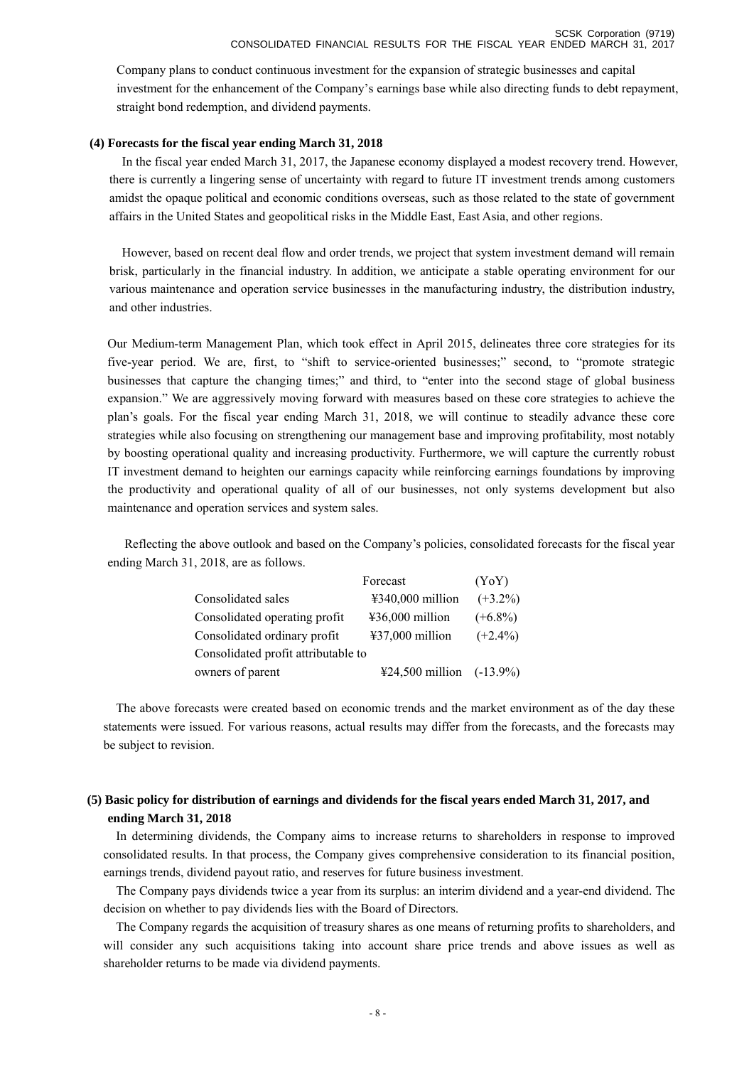Company plans to conduct continuous investment for the expansion of strategic businesses and capital investment for the enhancement of the Company's earnings base while also directing funds to debt repayment, straight bond redemption, and dividend payments.

### (4) Forecasts for the fiscal year ending March 31, 2018

In the fiscal year ended March 31, 2017, the Japanese economy displayed a modest recovery trend. However, there is currently a lingering sense of uncertainty with regard to future IT investment trends among customers amidst the opaque political and economic conditions overseas, such as those related to the state of government affairs in the United States and geopolitical risks in the Middle East, East Asia, and other regions.

However, based on recent deal flow and order trends, we project that system investment demand will remain brisk, particularly in the financial industry. In addition, we anticipate a stable operating environment for our various maintenance and operation service businesses in the manufacturing industry, the distribution industry, and other industries.

Our Medium-term Management Plan, which took effect in April 2015, delineates three core strategies for its five-year period. We are, first, to "shift to service-oriented businesses;" second, to "promote strategic businesses that capture the changing times;" and third, to "enter into the second stage of global business expansion." We are aggressively moving forward with measures based on these core strategies to achieve the plan's goals. For the fiscal year ending March 31, 2018, we will continue to steadily advance these core strategies while also focusing on strengthening our management base and improving profitability, most notably by boosting operational quality and increasing productivity. Furthermore, we will capture the currently robust IT investment demand to heighten our earnings capacity while reinforcing earnings foundations by improving the productivity and operational quality of all of our businesses, not only systems development but also maintenance and operation services and system sales.

Reflecting the above outlook and based on the Company's policies, consolidated forecasts for the fiscal year ending March 31, 2018, are as follows.

| | Forecast | (YoY) |
|---|---|---|
| Consolidated sales | ¥340,000 million | (+3.2%) |
| Consolidated operating profit | ¥36,000 million | (+6.8%) |
| Consolidated ordinary profit | ¥37,000 million | (+2.4%) |
| Consolidated profit attributable to owners of parent | ¥24,500 million | (-13.9%) |

The above forecasts were created based on economic trends and the market environment as of the day these statements were issued. For various reasons, actual results may differ from the forecasts, and the forecasts may be subject to revision.

### (5) Basic policy for distribution of earnings and dividends for the fiscal years ended March 31, 2017, and ending March 31, 2018

In determining dividends, the Company aims to increase returns to shareholders in response to improved consolidated results. In that process, the Company gives comprehensive consideration to its financial position, earnings trends, dividend payout ratio, and reserves for future business investment.

The Company pays dividends twice a year from its surplus: an interim dividend and a year-end dividend. The decision on whether to pay dividends lies with the Board of Directors.

The Company regards the acquisition of treasury shares as one means of returning profits to shareholders, and will consider any such acquisitions taking into account share price trends and above issues as well as shareholder returns to be made via dividend payments.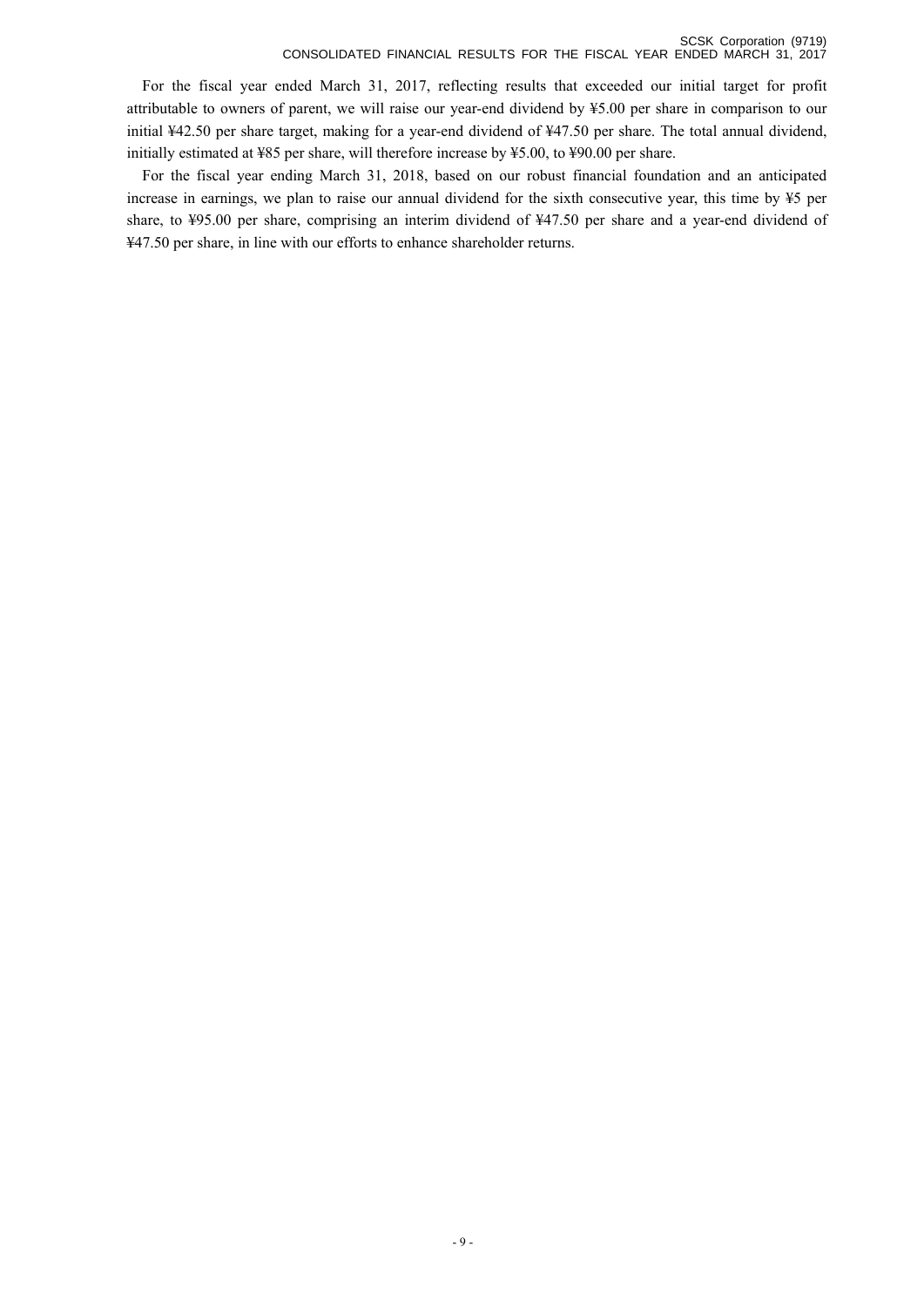For the fiscal year ended March 31, 2017, reflecting results that exceeded our initial target for profit attributable to owners of parent, we will raise our year-end dividend by ¥5.00 per share in comparison to our initial ¥42.50 per share target, making for a year-end dividend of ¥47.50 per share. The total annual dividend, initially estimated at ¥85 per share, will therefore increase by ¥5.00, to ¥90.00 per share.

For the fiscal year ending March 31, 2018, based on our robust financial foundation and an anticipated increase in earnings, we plan to raise our annual dividend for the sixth consecutive year, this time by ¥5 per share, to ¥95.00 per share, comprising an interim dividend of ¥47.50 per share and a year-end dividend of ¥47.50 per share, in line with our efforts to enhance shareholder returns.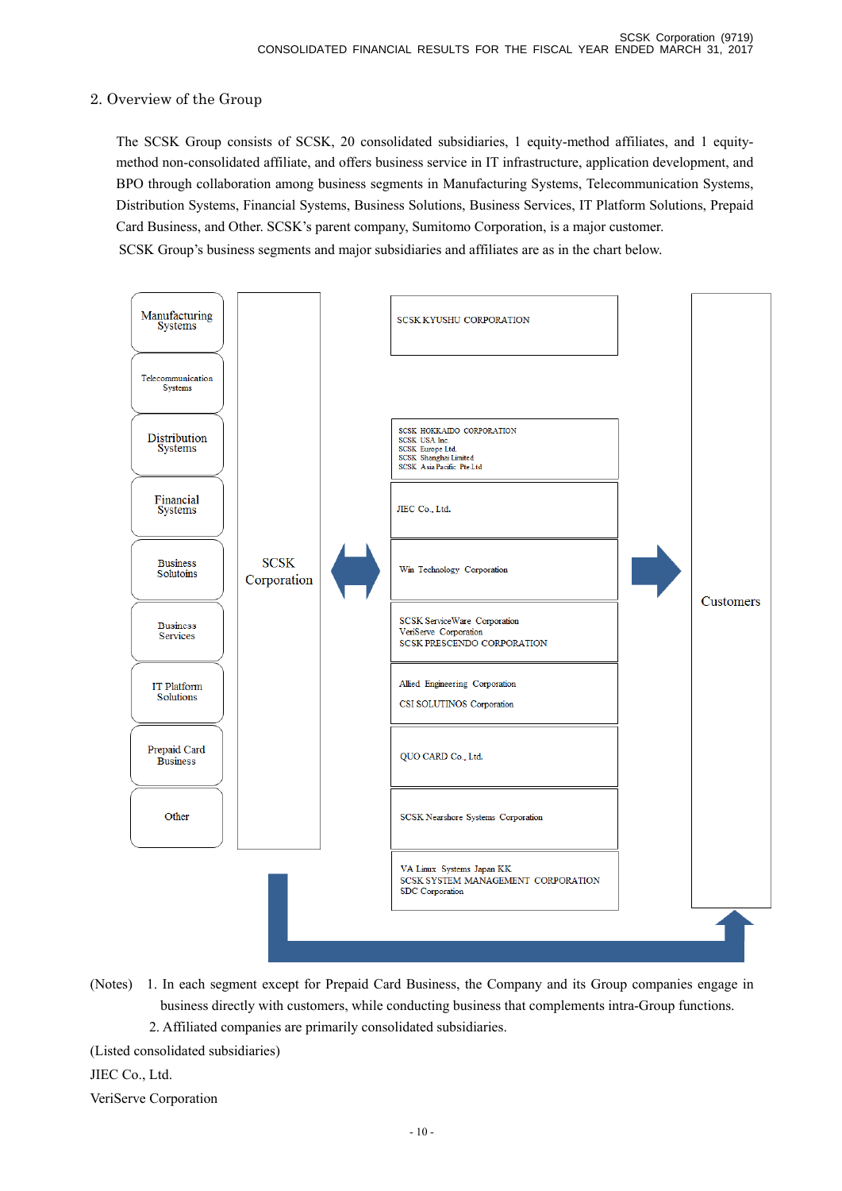## 2. Overview of the Group

The SCSK Group consists of SCSK, 20 consolidated subsidiaries, 1 equity-method affiliates, and 1 equity-method non-consolidated affiliate, and offers business service in IT infrastructure, application development, and BPO through collaboration among business segments in Manufacturing Systems, Telecommunication Systems, Distribution Systems, Financial Systems, Business Solutions, Business Services, IT Platform Solutions, Prepaid Card Business, and Other. SCSK's parent company, Sumitomo Corporation, is a major customer.

SCSK Group's business segments and major subsidiaries and affiliates are as in the chart below.

| Segments | | Group companies | | |
|---|---|---|---|---|
| Manufacturing Systems | SCSK Corporation | SCSK KYUSHU CORPORATION | | Customers |
| Telecommunication Systems | | | | |
| Distribution Systems | | SCSK HOKKAIDO CORPORATION<br>SCSK USA Inc.<br>SCSK Europe Ltd.<br>SCSK Shanghai Limited<br>SCSK Asia Pacific Pte.Ltd | | |
| Financial Systems | | JIEC Co., Ltd. | | |
| Business Solutoins | | Win Technology Corporation | | |
| Business Services | | SCSK ServiceWare Corporation<br>VeriServe Corporation<br>SCSK PRESCENDO CORPORATION | | |
| IT Platform Solutions | | Allied Engineering Corporation<br>CSI SOLUTINOS Corporation | | |
| Prepaid Card Business | | QUO CARD Co., Ltd. | | |
| Other | | SCSK Nearshore Systems Corporation | | |
| | | VA Linux Systems Japan KK<br>SCSK SYSTEM MANAGEMENT CORPORATION<br>SDC Corporation | | |

(Notes) 1. In each segment except for Prepaid Card Business, the Company and its Group companies engage in business directly with customers, while conducting business that complements intra-Group functions.

2. Affiliated companies are primarily consolidated subsidiaries.

(Listed consolidated subsidiaries)

JIEC Co., Ltd.

VeriServe Corporation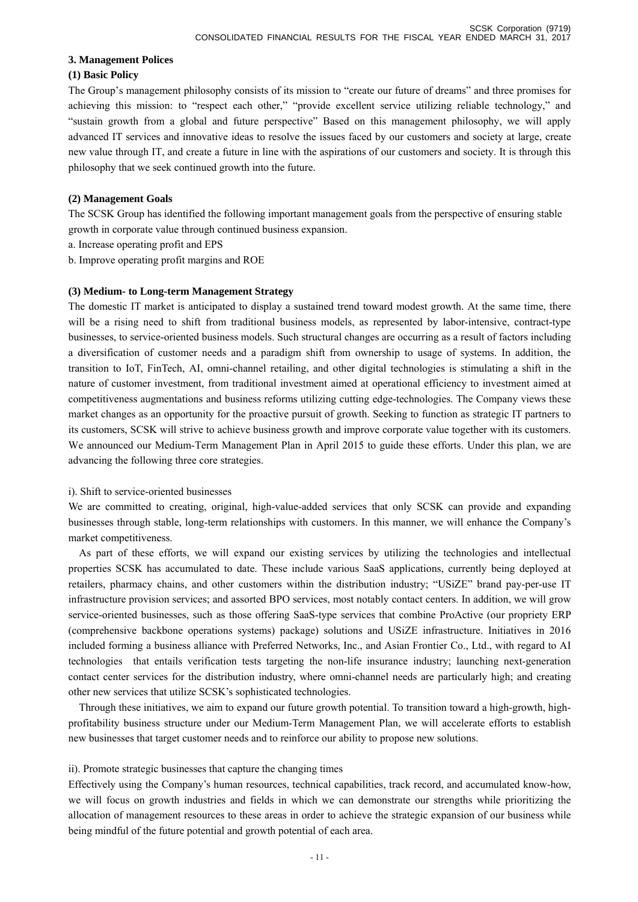## 3. Management Polices

### (1) Basic Policy

The Group's management philosophy consists of its mission to "create our future of dreams" and three promises for achieving this mission: to "respect each other," "provide excellent service utilizing reliable technology," and "sustain growth from a global and future perspective" Based on this management philosophy, we will apply advanced IT services and innovative ideas to resolve the issues faced by our customers and society at large, create new value through IT, and create a future in line with the aspirations of our customers and society. It is through this philosophy that we seek continued growth into the future.

### (2) Management Goals

The SCSK Group has identified the following important management goals from the perspective of ensuring stable growth in corporate value through continued business expansion.

a. Increase operating profit and EPS

b. Improve operating profit margins and ROE

### (3) Medium- to Long-term Management Strategy

The domestic IT market is anticipated to display a sustained trend toward modest growth. At the same time, there will be a rising need to shift from traditional business models, as represented by labor-intensive, contract-type businesses, to service-oriented business models. Such structural changes are occurring as a result of factors including a diversification of customer needs and a paradigm shift from ownership to usage of systems. In addition, the transition to IoT, FinTech, AI, omni-channel retailing, and other digital technologies is stimulating a shift in the nature of customer investment, from traditional investment aimed at operational efficiency to investment aimed at competitiveness augmentations and business reforms utilizing cutting edge-technologies. The Company views these market changes as an opportunity for the proactive pursuit of growth. Seeking to function as strategic IT partners to its customers, SCSK will strive to achieve business growth and improve corporate value together with its customers. We announced our Medium-Term Management Plan in April 2015 to guide these efforts. Under this plan, we are advancing the following three core strategies.

i). Shift to service-oriented businesses

We are committed to creating, original, high-value-added services that only SCSK can provide and expanding businesses through stable, long-term relationships with customers. In this manner, we will enhance the Company's market competitiveness.

As part of these efforts, we will expand our existing services by utilizing the technologies and intellectual properties SCSK has accumulated to date. These include various SaaS applications, currently being deployed at retailers, pharmacy chains, and other customers within the distribution industry; "USiZE" brand pay-per-use IT infrastructure provision services; and assorted BPO services, most notably contact centers. In addition, we will grow service-oriented businesses, such as those offering SaaS-type services that combine ProActive (our propriety ERP (comprehensive backbone operations systems) package) solutions and USiZE infrastructure. Initiatives in 2016 included forming a business alliance with Preferred Networks, Inc., and Asian Frontier Co., Ltd., with regard to AI technologies that entails verification tests targeting the non-life insurance industry; launching next-generation contact center services for the distribution industry, where omni-channel needs are particularly high; and creating other new services that utilize SCSK's sophisticated technologies.

Through these initiatives, we aim to expand our future growth potential. To transition toward a high-growth, high-profitability business structure under our Medium-Term Management Plan, we will accelerate efforts to establish new businesses that target customer needs and to reinforce our ability to propose new solutions.

ii). Promote strategic businesses that capture the changing times

Effectively using the Company's human resources, technical capabilities, track record, and accumulated know-how, we will focus on growth industries and fields in which we can demonstrate our strengths while prioritizing the allocation of management resources to these areas in order to achieve the strategic expansion of our business while being mindful of the future potential and growth potential of each area.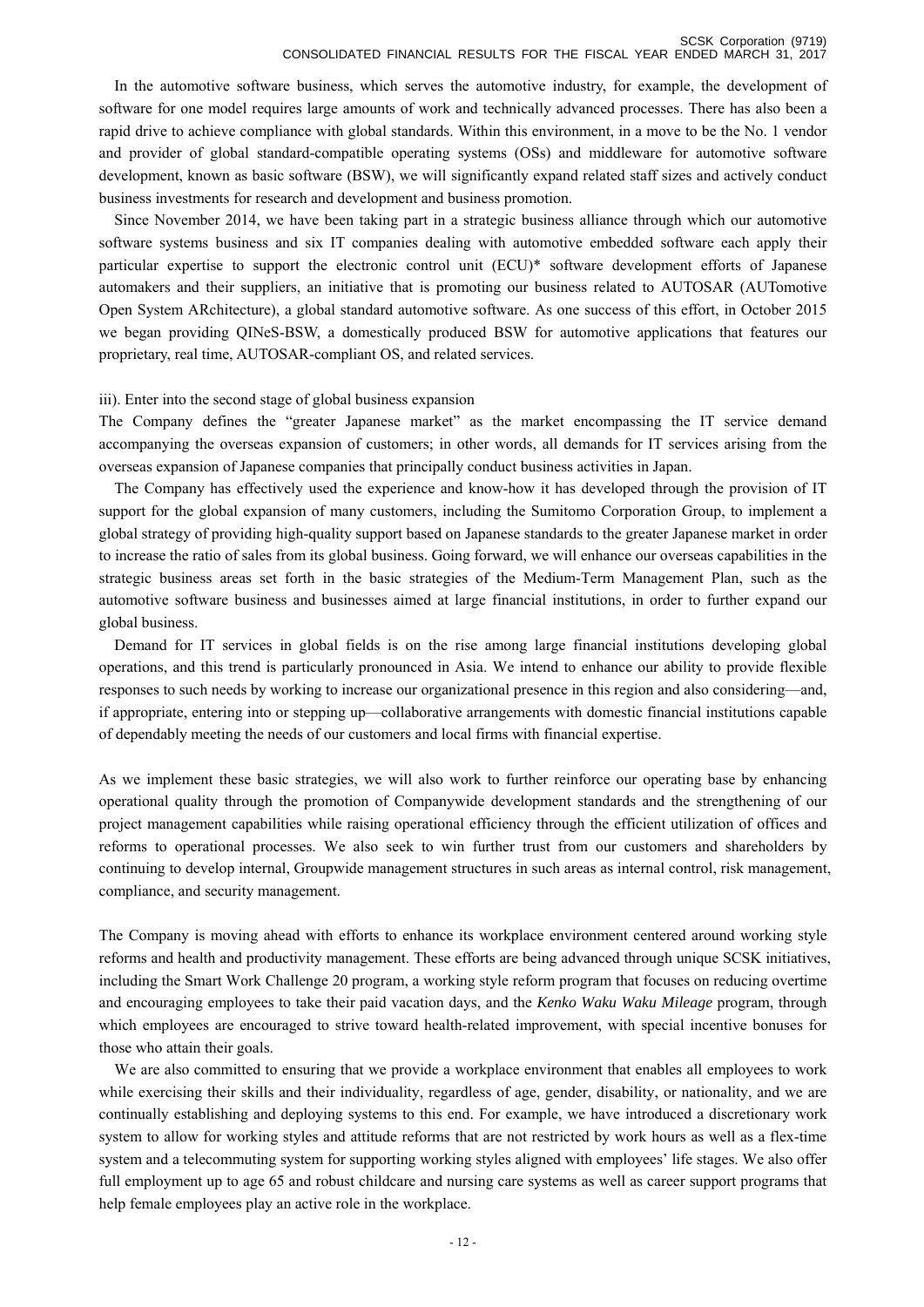In the automotive software business, which serves the automotive industry, for example, the development of software for one model requires large amounts of work and technically advanced processes. There has also been a rapid drive to achieve compliance with global standards. Within this environment, in a move to be the No. 1 vendor and provider of global standard-compatible operating systems (OSs) and middleware for automotive software development, known as basic software (BSW), we will significantly expand related staff sizes and actively conduct business investments for research and development and business promotion.

Since November 2014, we have been taking part in a strategic business alliance through which our automotive software systems business and six IT companies dealing with automotive embedded software each apply their particular expertise to support the electronic control unit (ECU)* software development efforts of Japanese automakers and their suppliers, an initiative that is promoting our business related to AUTOSAR (AUTomotive Open System ARchitecture), a global standard automotive software. As one success of this effort, in October 2015 we began providing QINeS-BSW, a domestically produced BSW for automotive applications that features our proprietary, real time, AUTOSAR-compliant OS, and related services.

iii). Enter into the second stage of global business expansion

The Company defines the "greater Japanese market" as the market encompassing the IT service demand accompanying the overseas expansion of customers; in other words, all demands for IT services arising from the overseas expansion of Japanese companies that principally conduct business activities in Japan.

The Company has effectively used the experience and know-how it has developed through the provision of IT support for the global expansion of many customers, including the Sumitomo Corporation Group, to implement a global strategy of providing high-quality support based on Japanese standards to the greater Japanese market in order to increase the ratio of sales from its global business. Going forward, we will enhance our overseas capabilities in the strategic business areas set forth in the basic strategies of the Medium-Term Management Plan, such as the automotive software business and businesses aimed at large financial institutions, in order to further expand our global business.

Demand for IT services in global fields is on the rise among large financial institutions developing global operations, and this trend is particularly pronounced in Asia. We intend to enhance our ability to provide flexible responses to such needs by working to increase our organizational presence in this region and also considering—and, if appropriate, entering into or stepping up—collaborative arrangements with domestic financial institutions capable of dependably meeting the needs of our customers and local firms with financial expertise.

As we implement these basic strategies, we will also work to further reinforce our operating base by enhancing operational quality through the promotion of Companywide development standards and the strengthening of our project management capabilities while raising operational efficiency through the efficient utilization of offices and reforms to operational processes. We also seek to win further trust from our customers and shareholders by continuing to develop internal, Groupwide management structures in such areas as internal control, risk management, compliance, and security management.

The Company is moving ahead with efforts to enhance its workplace environment centered around working style reforms and health and productivity management. These efforts are being advanced through unique SCSK initiatives, including the Smart Work Challenge 20 program, a working style reform program that focuses on reducing overtime and encouraging employees to take their paid vacation days, and the *Kenko Waku Waku Mileage* program, through which employees are encouraged to strive toward health-related improvement, with special incentive bonuses for those who attain their goals.

We are also committed to ensuring that we provide a workplace environment that enables all employees to work while exercising their skills and their individuality, regardless of age, gender, disability, or nationality, and we are continually establishing and deploying systems to this end. For example, we have introduced a discretionary work system to allow for working styles and attitude reforms that are not restricted by work hours as well as a flex-time system and a telecommuting system for supporting working styles aligned with employees' life stages. We also offer full employment up to age 65 and robust childcare and nursing care systems as well as career support programs that help female employees play an active role in the workplace.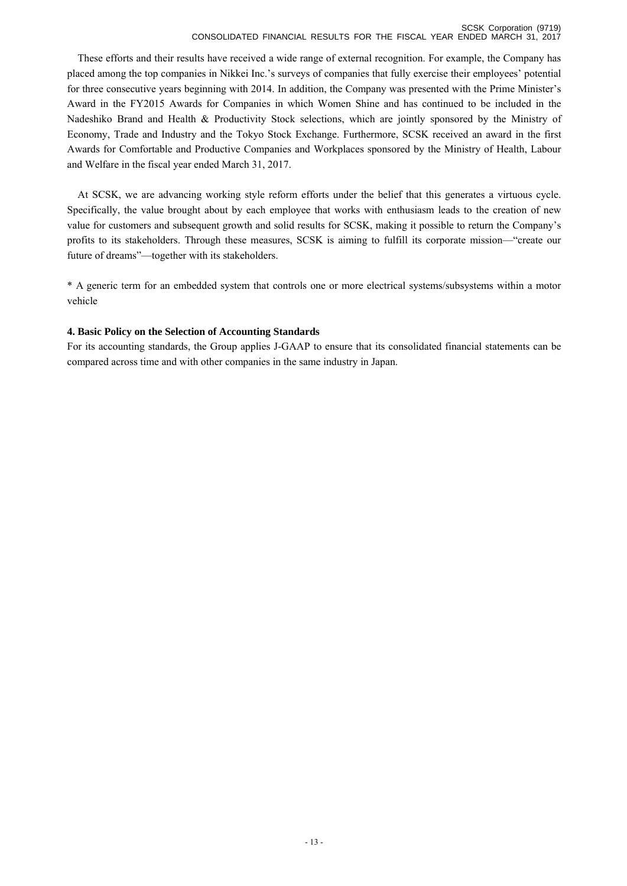These efforts and their results have received a wide range of external recognition. For example, the Company has placed among the top companies in Nikkei Inc.'s surveys of companies that fully exercise their employees' potential for three consecutive years beginning with 2014. In addition, the Company was presented with the Prime Minister's Award in the FY2015 Awards for Companies in which Women Shine and has continued to be included in the Nadeshiko Brand and Health & Productivity Stock selections, which are jointly sponsored by the Ministry of Economy, Trade and Industry and the Tokyo Stock Exchange. Furthermore, SCSK received an award in the first Awards for Comfortable and Productive Companies and Workplaces sponsored by the Ministry of Health, Labour and Welfare in the fiscal year ended March 31, 2017.

At SCSK, we are advancing working style reform efforts under the belief that this generates a virtuous cycle. Specifically, the value brought about by each employee that works with enthusiasm leads to the creation of new value for customers and subsequent growth and solid results for SCSK, making it possible to return the Company's profits to its stakeholders. Through these measures, SCSK is aiming to fulfill its corporate mission—"create our future of dreams"—together with its stakeholders.

* A generic term for an embedded system that controls one or more electrical systems/subsystems within a motor vehicle

**4. Basic Policy on the Selection of Accounting Standards**

For its accounting standards, the Group applies J-GAAP to ensure that its consolidated financial statements can be compared across time and with other companies in the same industry in Japan.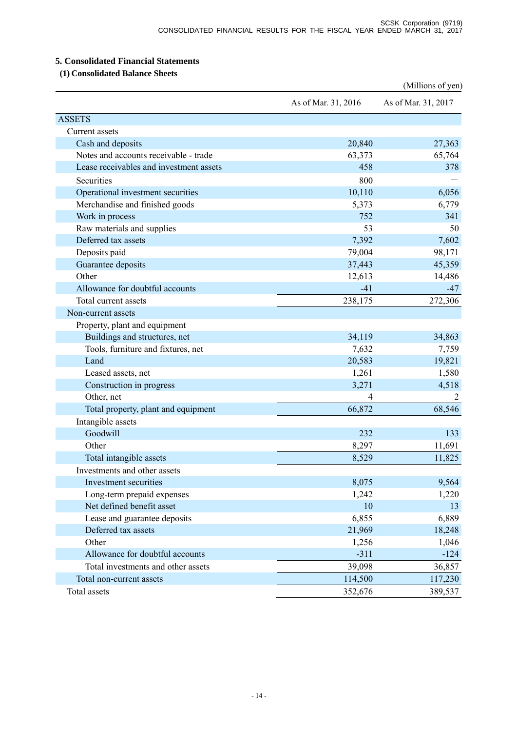## 5. Consolidated Financial Statements

### (1) Consolidated Balance Sheets

(Millions of yen)

| | As of Mar. 31, 2016 | As of Mar. 31, 2017 |
|---|---|---|
| ASSETS | | |
| Current assets | | |
| Cash and deposits | 20,840 | 27,363 |
| Notes and accounts receivable - trade | 63,373 | 65,764 |
| Lease receivables and investment assets | 458 | 378 |
| Securities | 800 | — |
| Operational investment securities | 10,110 | 6,056 |
| Merchandise and finished goods | 5,373 | 6,779 |
| Work in process | 752 | 341 |
| Raw materials and supplies | 53 | 50 |
| Deferred tax assets | 7,392 | 7,602 |
| Deposits paid | 79,004 | 98,171 |
| Guarantee deposits | 37,443 | 45,359 |
| Other | 12,613 | 14,486 |
| Allowance for doubtful accounts | -41 | -47 |
| Total current assets | 238,175 | 272,306 |
| Non-current assets | | |
| Property, plant and equipment | | |
| Buildings and structures, net | 34,119 | 34,863 |
| Tools, furniture and fixtures, net | 7,632 | 7,759 |
| Land | 20,583 | 19,821 |
| Leased assets, net | 1,261 | 1,580 |
| Construction in progress | 3,271 | 4,518 |
| Other, net | 4 | 2 |
| Total property, plant and equipment | 66,872 | 68,546 |
| Intangible assets | | |
| Goodwill | 232 | 133 |
| Other | 8,297 | 11,691 |
| Total intangible assets | 8,529 | 11,825 |
| Investments and other assets | | |
| Investment securities | 8,075 | 9,564 |
| Long-term prepaid expenses | 1,242 | 1,220 |
| Net defined benefit asset | 10 | 13 |
| Lease and guarantee deposits | 6,855 | 6,889 |
| Deferred tax assets | 21,969 | 18,248 |
| Other | 1,256 | 1,046 |
| Allowance for doubtful accounts | -311 | -124 |
| Total investments and other assets | 39,098 | 36,857 |
| Total non-current assets | 114,500 | 117,230 |
| Total assets | 352,676 | 389,537 |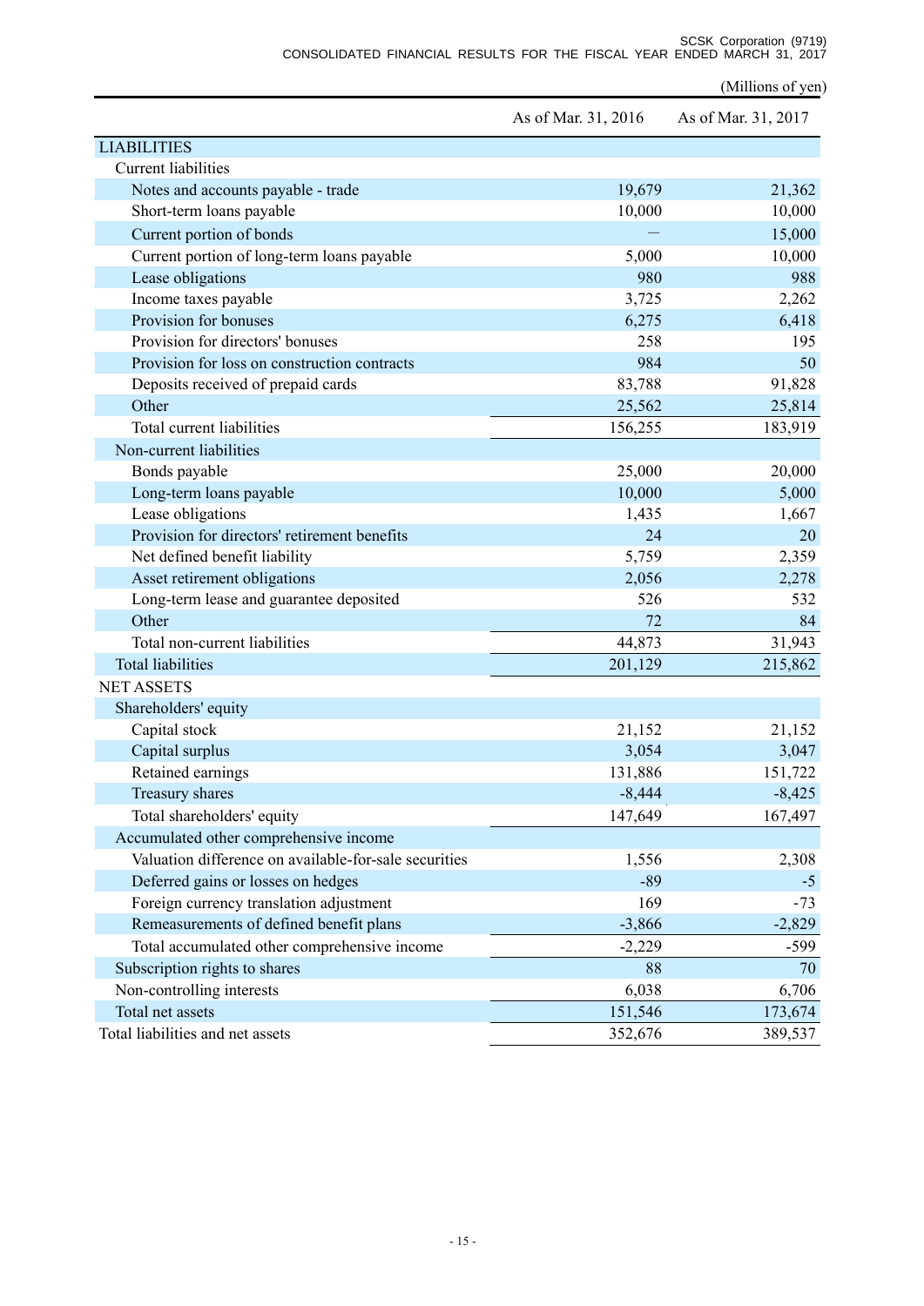(Millions of yen)

| | As of Mar. 31, 2016 | As of Mar. 31, 2017 |
|---|---|---|
| LIABILITIES | | |
| Current liabilities | | |
| Notes and accounts payable - trade | 19,679 | 21,362 |
| Short-term loans payable | 10,000 | 10,000 |
| Current portion of bonds | — | 15,000 |
| Current portion of long-term loans payable | 5,000 | 10,000 |
| Lease obligations | 980 | 988 |
| Income taxes payable | 3,725 | 2,262 |
| Provision for bonuses | 6,275 | 6,418 |
| Provision for directors' bonuses | 258 | 195 |
| Provision for loss on construction contracts | 984 | 50 |
| Deposits received of prepaid cards | 83,788 | 91,828 |
| Other | 25,562 | 25,814 |
| Total current liabilities | 156,255 | 183,919 |
| Non-current liabilities | | |
| Bonds payable | 25,000 | 20,000 |
| Long-term loans payable | 10,000 | 5,000 |
| Lease obligations | 1,435 | 1,667 |
| Provision for directors' retirement benefits | 24 | 20 |
| Net defined benefit liability | 5,759 | 2,359 |
| Asset retirement obligations | 2,056 | 2,278 |
| Long-term lease and guarantee deposited | 526 | 532 |
| Other | 72 | 84 |
| Total non-current liabilities | 44,873 | 31,943 |
| Total liabilities | 201,129 | 215,862 |
| NET ASSETS | | |
| Shareholders' equity | | |
| Capital stock | 21,152 | 21,152 |
| Capital surplus | 3,054 | 3,047 |
| Retained earnings | 131,886 | 151,722 |
| Treasury shares | -8,444 | -8,425 |
| Total shareholders' equity | 147,649 | 167,497 |
| Accumulated other comprehensive income | | |
| Valuation difference on available-for-sale securities | 1,556 | 2,308 |
| Deferred gains or losses on hedges | -89 | -5 |
| Foreign currency translation adjustment | 169 | -73 |
| Remeasurements of defined benefit plans | -3,866 | -2,829 |
| Total accumulated other comprehensive income | -2,229 | -599 |
| Subscription rights to shares | 88 | 70 |
| Non-controlling interests | 6,038 | 6,706 |
| Total net assets | 151,546 | 173,674 |
| Total liabilities and net assets | 352,676 | 389,537 |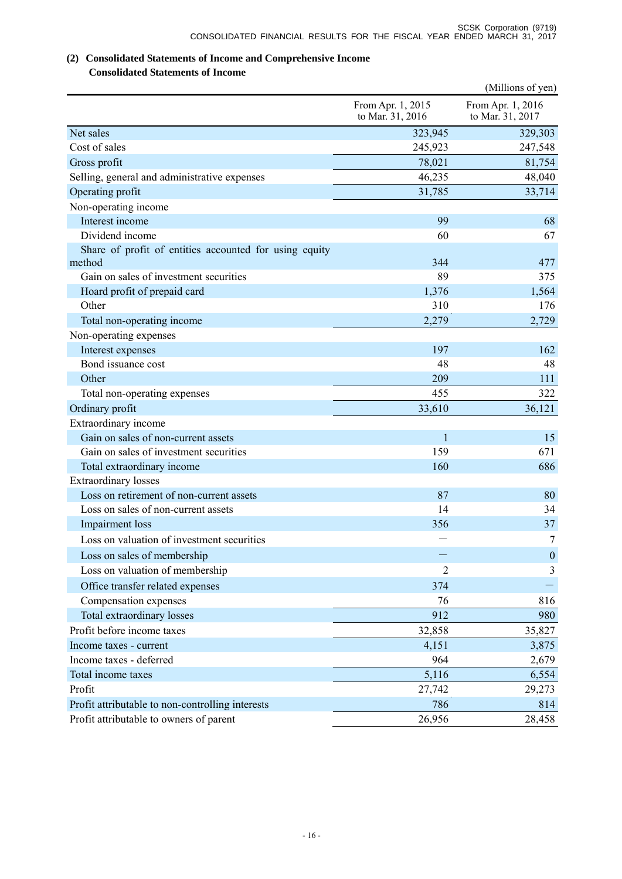## (2) Consolidated Statements of Income and Comprehensive Income

### Consolidated Statements of Income

(Millions of yen)

| | From Apr. 1, 2015 to Mar. 31, 2016 | From Apr. 1, 2016 to Mar. 31, 2017 |
|---|---|---|
| Net sales | 323,945 | 329,303 |
| Cost of sales | 245,923 | 247,548 |
| Gross profit | 78,021 | 81,754 |
| Selling, general and administrative expenses | 46,235 | 48,040 |
| Operating profit | 31,785 | 33,714 |
| Non-operating income | | |
| Interest income | 99 | 68 |
| Dividend income | 60 | 67 |
| Share of profit of entities accounted for using equity method | 344 | 477 |
| Gain on sales of investment securities | 89 | 375 |
| Hoard profit of prepaid card | 1,376 | 1,564 |
| Other | 310 | 176 |
| Total non-operating income | 2,279 | 2,729 |
| Non-operating expenses | | |
| Interest expenses | 197 | 162 |
| Bond issuance cost | 48 | 48 |
| Other | 209 | 111 |
| Total non-operating expenses | 455 | 322 |
| Ordinary profit | 33,610 | 36,121 |
| Extraordinary income | | |
| Gain on sales of non-current assets | 1 | 15 |
| Gain on sales of investment securities | 159 | 671 |
| Total extraordinary income | 160 | 686 |
| Extraordinary losses | | |
| Loss on retirement of non-current assets | 87 | 80 |
| Loss on sales of non-current assets | 14 | 34 |
| Impairment loss | 356 | 37 |
| Loss on valuation of investment securities | — | 7 |
| Loss on sales of membership | — | 0 |
| Loss on valuation of membership | 2 | 3 |
| Office transfer related expenses | 374 | — |
| Compensation expenses | 76 | 816 |
| Total extraordinary losses | 912 | 980 |
| Profit before income taxes | 32,858 | 35,827 |
| Income taxes - current | 4,151 | 3,875 |
| Income taxes - deferred | 964 | 2,679 |
| Total income taxes | 5,116 | 6,554 |
| Profit | 27,742 | 29,273 |
| Profit attributable to non-controlling interests | 786 | 814 |
| Profit attributable to owners of parent | 26,956 | 28,458 |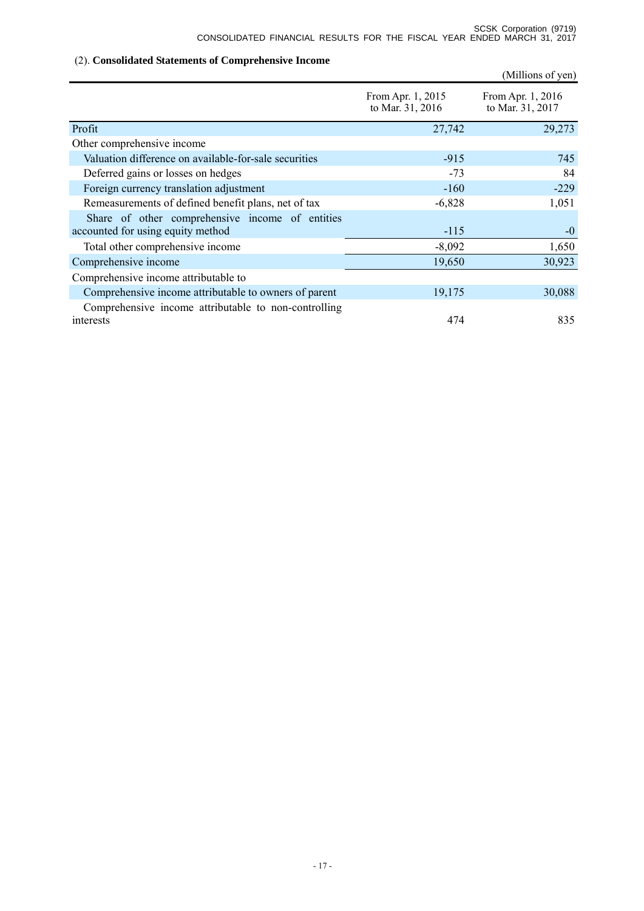### (2). **Consolidated Statements of Comprehensive Income**

(Millions of yen)

| | From Apr. 1, 2015 to Mar. 31, 2016 | From Apr. 1, 2016 to Mar. 31, 2017 |
|---|---|---|
| Profit | 27,742 | 29,273 |
| Other comprehensive income | | |
| Valuation difference on available-for-sale securities | -915 | 745 |
| Deferred gains or losses on hedges | -73 | 84 |
| Foreign currency translation adjustment | -160 | -229 |
| Remeasurements of defined benefit plans, net of tax | -6,828 | 1,051 |
| Share of other comprehensive income of entities accounted for using equity method | -115 | -0 |
| Total other comprehensive income | -8,092 | 1,650 |
| Comprehensive income | 19,650 | 30,923 |
| Comprehensive income attributable to | | |
| Comprehensive income attributable to owners of parent | 19,175 | 30,088 |
| Comprehensive income attributable to non-controlling interests | 474 | 835 |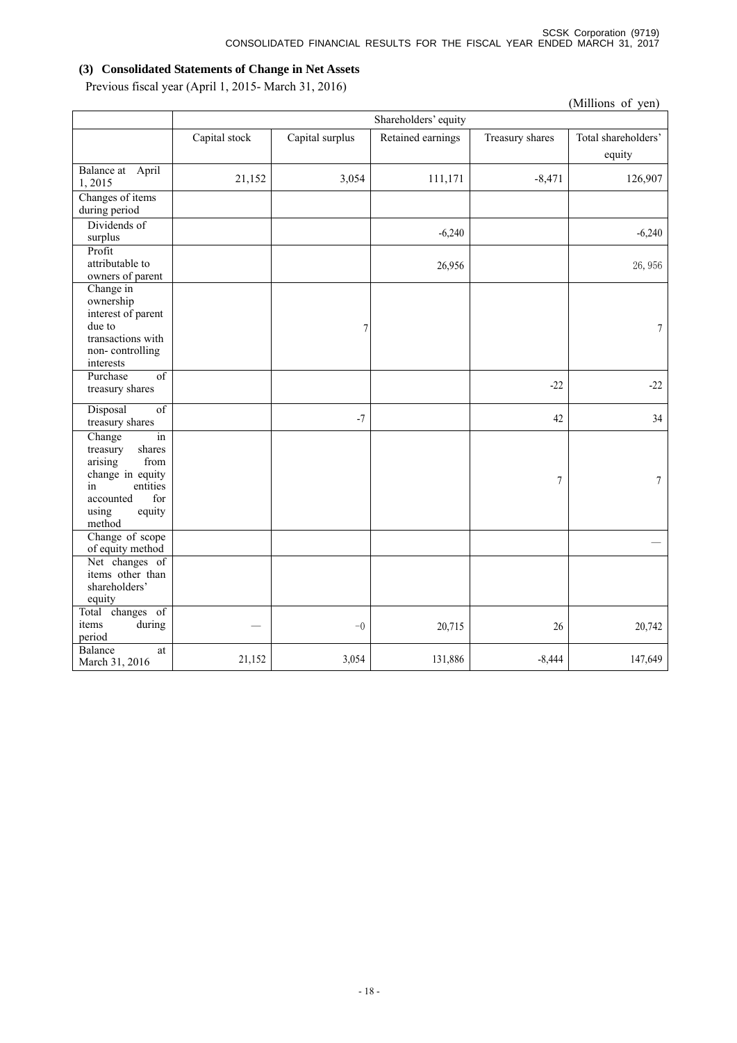### (3) Consolidated Statements of Change in Net Assets

Previous fiscal year (April 1, 2015- March 31, 2016)

(Millions of yen)

| | Shareholders' equity | | | | |
|---|---|---|---|---|---|
| | Capital stock | Capital surplus | Retained earnings | Treasury shares | Total shareholders' equity |
| Balance at April 1, 2015 | 21,152 | 3,054 | 111,171 | -8,471 | 126,907 |
| Changes of items during period | | | | | |
| Dividends of surplus | | | -6,240 | | -6,240 |
| Profit attributable to owners of parent | | | 26,956 | | 26,956 |
| Change in ownership interest of parent due to transactions with non- controlling interests | | 7 | | | 7 |
| Purchase of treasury shares | | | | -22 | -22 |
| Disposal of treasury shares | | -7 | | 42 | 34 |
| Change in treasury shares arising from change in equity in entities accounted for using equity method | | | | 7 | 7 |
| Change of scope of equity method | | | | | — |
| Net changes of items other than shareholders' equity | | | | | |
| Total changes of items during period | — | −0 | 20,715 | 26 | 20,742 |
| Balance at March 31, 2016 | 21,152 | 3,054 | 131,886 | -8,444 | 147,649 |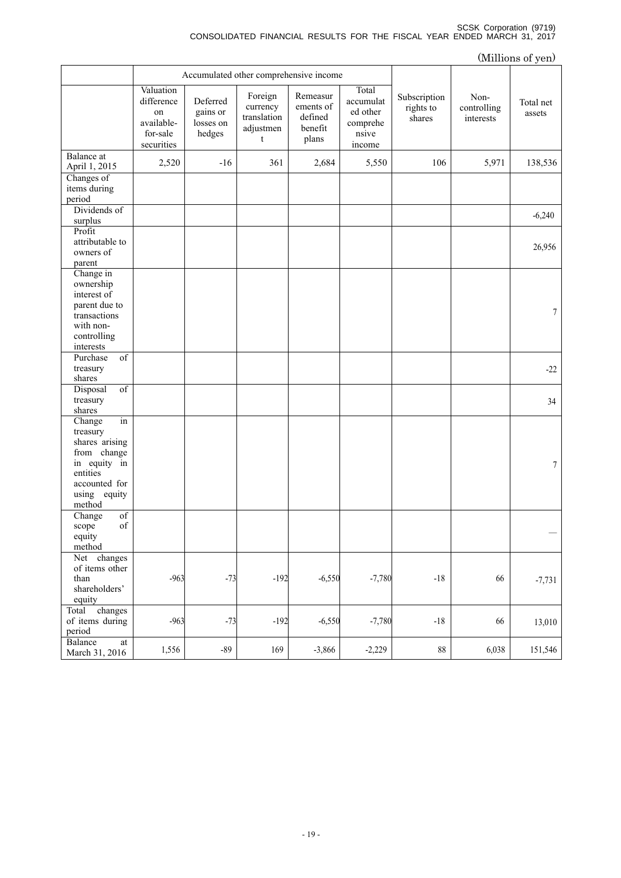(Millions of yen)

| | Accumulated other comprehensive income | | | | | | | |
|---|---|---|---|---|---|---|---|---|
| | Valuation difference on available-for-sale securities | Deferred gains or losses on hedges | Foreign currency translation adjustment | Remeasurements of defined benefit plans | Total accumulated other comprehensive income | Subscription rights to shares | Non-controlling interests | Total net assets |
| Balance at April 1, 2015 | 2,520 | -16 | 361 | 2,684 | 5,550 | 106 | 5,971 | 138,536 |
| Changes of items during period | | | | | | | | |
| Dividends of surplus | | | | | | | | -6,240 |
| Profit attributable to owners of parent | | | | | | | | 26,956 |
| Change in ownership interest of parent due to transactions with non-controlling interests | | | | | | | | 7 |
| Purchase of treasury shares | | | | | | | | -22 |
| Disposal of treasury shares | | | | | | | | 34 |
| Change in treasury shares arising from change in equity in entities accounted for using equity method | | | | | | | | 7 |
| Change of scope of equity method | | | | | | | | — |
| Net changes of items other than shareholders' equity | -963 | -73 | -192 | -6,550 | -7,780 | -18 | 66 | -7,731 |
| Total changes of items during period | -963 | -73 | -192 | -6,550 | -7,780 | -18 | 66 | 13,010 |
| Balance at March 31, 2016 | 1,556 | -89 | 169 | -3,866 | -2,229 | 88 | 6,038 | 151,546 |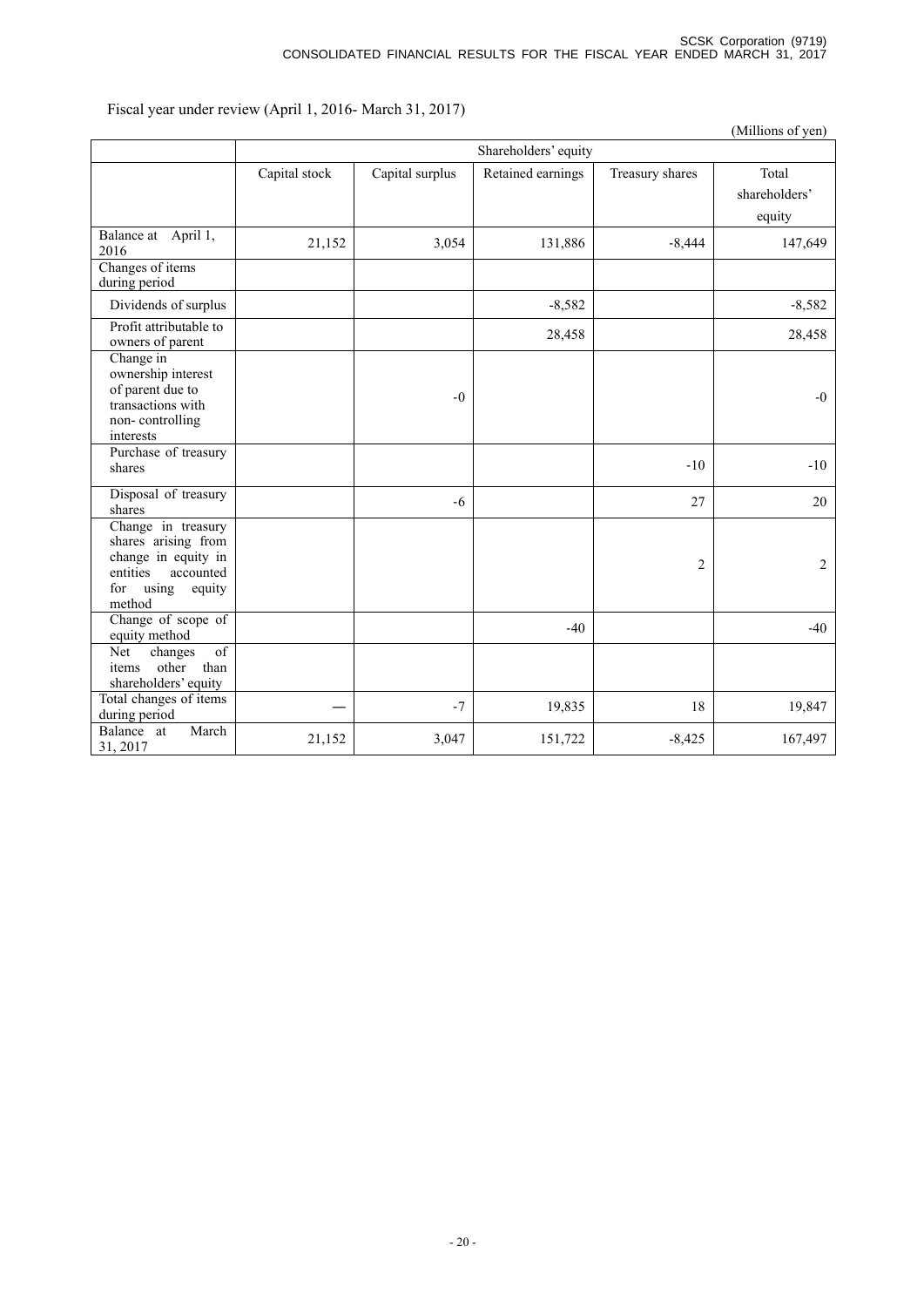Fiscal year under review (April 1, 2016- March 31, 2017)

(Millions of yen)

| | Shareholders' equity | | | | |
|---|---|---|---|---|---|
| | Capital stock | Capital surplus | Retained earnings | Treasury shares | Total shareholders' equity |
| Balance at April 1, 2016 | 21,152 | 3,054 | 131,886 | -8,444 | 147,649 |
| Changes of items during period | | | | | |
| Dividends of surplus | | | -8,582 | | -8,582 |
| Profit attributable to owners of parent | | | 28,458 | | 28,458 |
| Change in ownership interest of parent due to transactions with non- controlling interests | | -0 | | | -0 |
| Purchase of treasury shares | | | | -10 | -10 |
| Disposal of treasury shares | | -6 | | 27 | 20 |
| Change in treasury shares arising from change in equity in entities accounted for using equity method | | | | 2 | 2 |
| Change of scope of equity method | | | -40 | | -40 |
| Net changes of items other than shareholders' equity | | | | | |
| Total changes of items during period | ― | -7 | 19,835 | 18 | 19,847 |
| Balance at March 31, 2017 | 21,152 | 3,047 | 151,722 | -8,425 | 167,497 |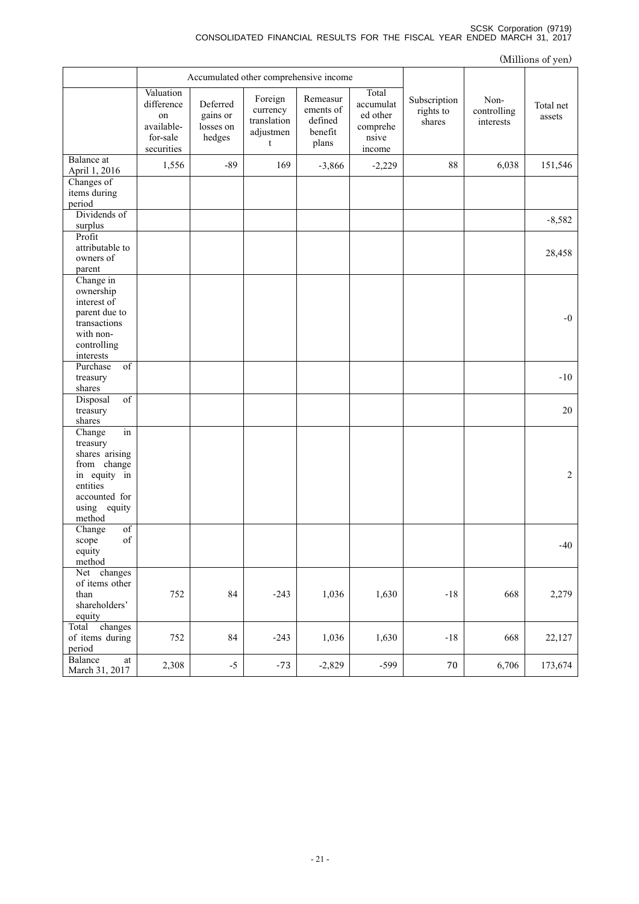(Millions of yen)

| | Accumulated other comprehensive income | | | | | | | |
|---|---|---|---|---|---|---|---|---|
| | Valuation difference on available-for-sale securities | Deferred gains or losses on hedges | Foreign currency translation adjustment | Remeasurements of defined benefit plans | Total accumulated other comprehensive income | Subscription rights to shares | Non-controlling interests | Total net assets |
| Balance at April 1, 2016 | 1,556 | -89 | 169 | -3,866 | -2,229 | 88 | 6,038 | 151,546 |
| Changes of items during period | | | | | | | | |
| Dividends of surplus | | | | | | | | -8,582 |
| Profit attributable to owners of parent | | | | | | | | 28,458 |
| Change in ownership interest of parent due to transactions with non-controlling interests | | | | | | | | -0 |
| Purchase of treasury shares | | | | | | | | -10 |
| Disposal of treasury shares | | | | | | | | 20 |
| Change in treasury shares arising from change in equity in entities accounted for using equity method | | | | | | | | 2 |
| Change of scope of equity method | | | | | | | | -40 |
| Net changes of items other than shareholders' equity | 752 | 84 | -243 | 1,036 | 1,630 | -18 | 668 | 2,279 |
| Total changes of items during period | 752 | 84 | -243 | 1,036 | 1,630 | -18 | 668 | 22,127 |
| Balance at March 31, 2017 | 2,308 | -5 | -73 | -2,829 | -599 | 70 | 6,706 | 173,674 |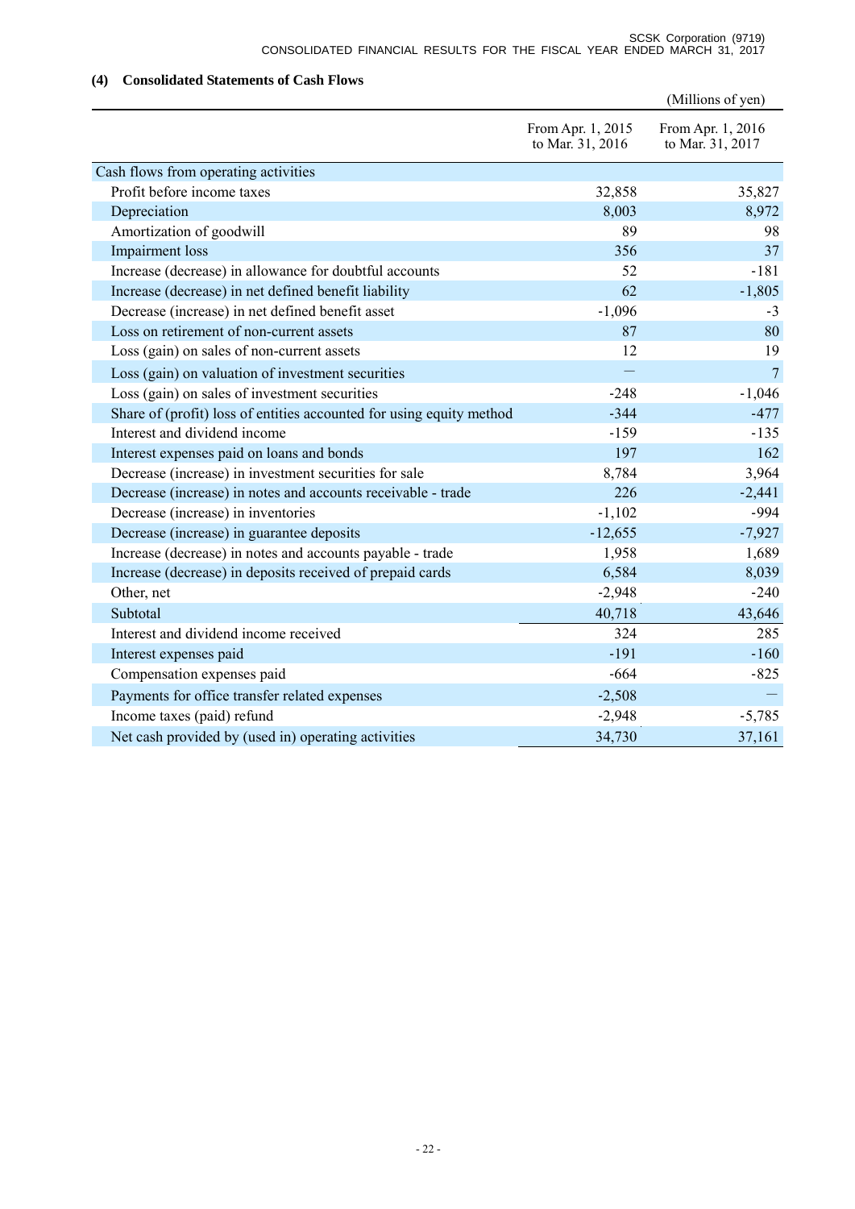### (4) Consolidated Statements of Cash Flows

(Millions of yen)

| | From Apr. 1, 2015 to Mar. 31, 2016 | From Apr. 1, 2016 to Mar. 31, 2017 |
|---|---|---|
| Cash flows from operating activities | | |
| Profit before income taxes | 32,858 | 35,827 |
| Depreciation | 8,003 | 8,972 |
| Amortization of goodwill | 89 | 98 |
| Impairment loss | 356 | 37 |
| Increase (decrease) in allowance for doubtful accounts | 52 | -181 |
| Increase (decrease) in net defined benefit liability | 62 | -1,805 |
| Decrease (increase) in net defined benefit asset | -1,096 | -3 |
| Loss on retirement of non-current assets | 87 | 80 |
| Loss (gain) on sales of non-current assets | 12 | 19 |
| Loss (gain) on valuation of investment securities | — | 7 |
| Loss (gain) on sales of investment securities | -248 | -1,046 |
| Share of (profit) loss of entities accounted for using equity method | -344 | -477 |
| Interest and dividend income | -159 | -135 |
| Interest expenses paid on loans and bonds | 197 | 162 |
| Decrease (increase) in investment securities for sale | 8,784 | 3,964 |
| Decrease (increase) in notes and accounts receivable - trade | 226 | -2,441 |
| Decrease (increase) in inventories | -1,102 | -994 |
| Decrease (increase) in guarantee deposits | -12,655 | -7,927 |
| Increase (decrease) in notes and accounts payable - trade | 1,958 | 1,689 |
| Increase (decrease) in deposits received of prepaid cards | 6,584 | 8,039 |
| Other, net | -2,948 | -240 |
| Subtotal | 40,718 | 43,646 |
| Interest and dividend income received | 324 | 285 |
| Interest expenses paid | -191 | -160 |
| Compensation expenses paid | -664 | -825 |
| Payments for office transfer related expenses | -2,508 | — |
| Income taxes (paid) refund | -2,948 | -5,785 |
| Net cash provided by (used in) operating activities | 34,730 | 37,161 |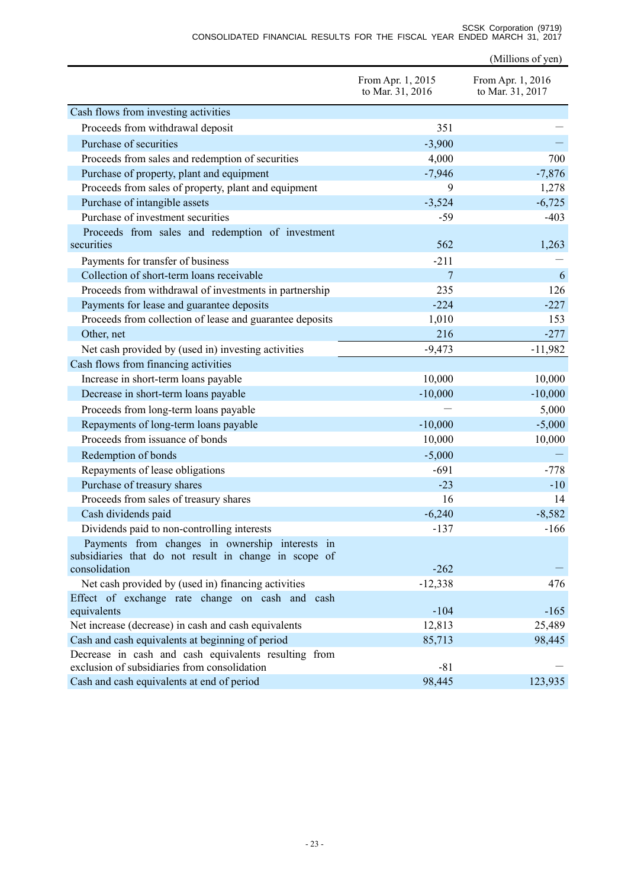(Millions of yen)

| | From Apr. 1, 2015 to Mar. 31, 2016 | From Apr. 1, 2016 to Mar. 31, 2017 |
|---|---|---|
| Cash flows from investing activities | | |
| Proceeds from withdrawal deposit | 351 | — |
| Purchase of securities | -3,900 | — |
| Proceeds from sales and redemption of securities | 4,000 | 700 |
| Purchase of property, plant and equipment | -7,946 | -7,876 |
| Proceeds from sales of property, plant and equipment | 9 | 1,278 |
| Purchase of intangible assets | -3,524 | -6,725 |
| Purchase of investment securities | -59 | -403 |
| Proceeds from sales and redemption of investment securities | 562 | 1,263 |
| Payments for transfer of business | -211 | — |
| Collection of short-term loans receivable | 7 | 6 |
| Proceeds from withdrawal of investments in partnership | 235 | 126 |
| Payments for lease and guarantee deposits | -224 | -227 |
| Proceeds from collection of lease and guarantee deposits | 1,010 | 153 |
| Other, net | 216 | -277 |
| Net cash provided by (used in) investing activities | -9,473 | -11,982 |
| Cash flows from financing activities | | |
| Increase in short-term loans payable | 10,000 | 10,000 |
| Decrease in short-term loans payable | -10,000 | -10,000 |
| Proceeds from long-term loans payable | — | 5,000 |
| Repayments of long-term loans payable | -10,000 | -5,000 |
| Proceeds from issuance of bonds | 10,000 | 10,000 |
| Redemption of bonds | -5,000 | — |
| Repayments of lease obligations | -691 | -778 |
| Purchase of treasury shares | -23 | -10 |
| Proceeds from sales of treasury shares | 16 | 14 |
| Cash dividends paid | -6,240 | -8,582 |
| Dividends paid to non-controlling interests | -137 | -166 |
| Payments from changes in ownership interests in subsidiaries that do not result in change in scope of consolidation | -262 | — |
| Net cash provided by (used in) financing activities | -12,338 | 476 |
| Effect of exchange rate change on cash and cash equivalents | -104 | -165 |
| Net increase (decrease) in cash and cash equivalents | 12,813 | 25,489 |
| Cash and cash equivalents at beginning of period | 85,713 | 98,445 |
| Decrease in cash and cash equivalents resulting from exclusion of subsidiaries from consolidation | -81 | — |
| Cash and cash equivalents at end of period | 98,445 | 123,935 |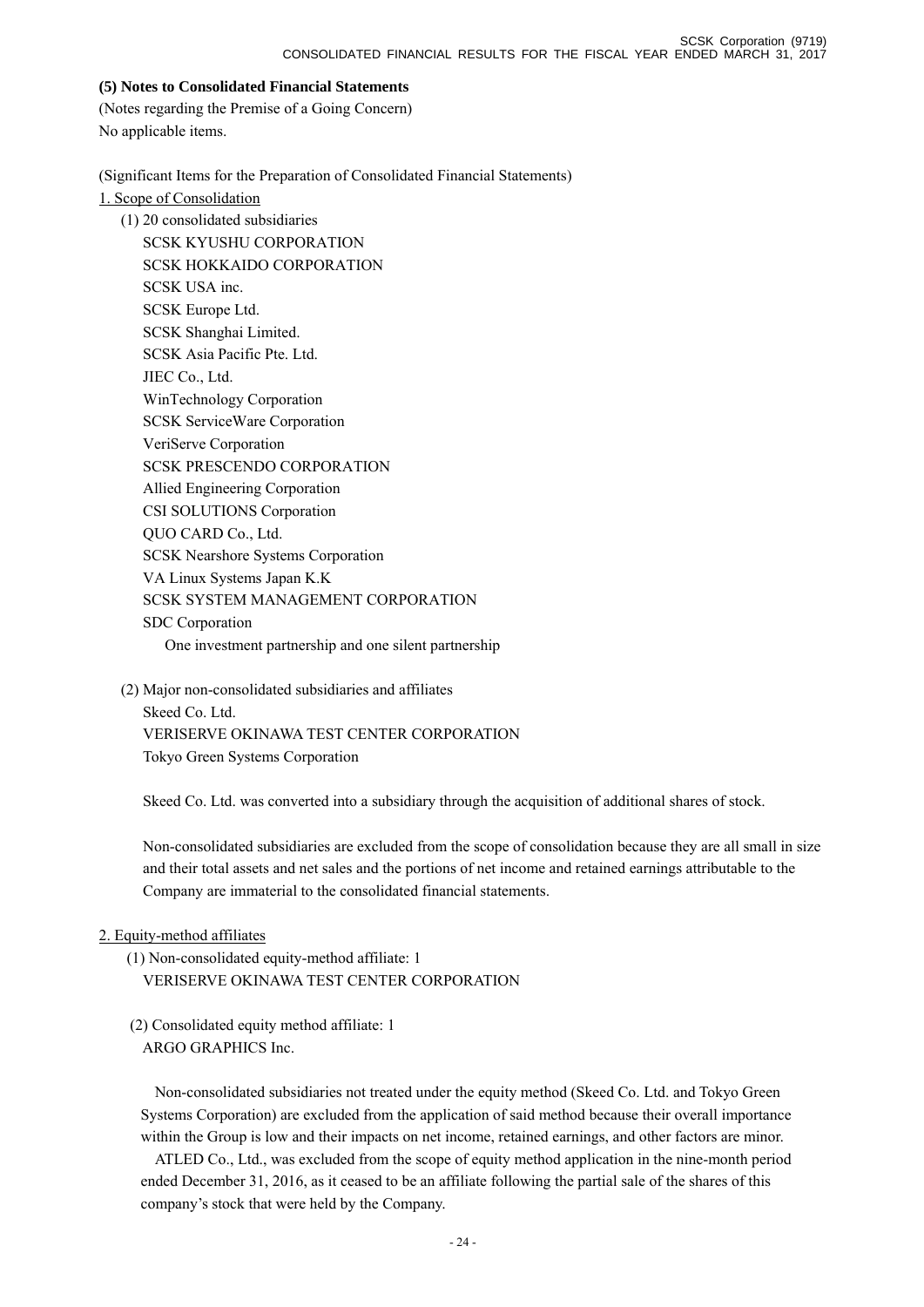## (5) Notes to Consolidated Financial Statements

(Notes regarding the Premise of a Going Concern)

No applicable items.

(Significant Items for the Preparation of Consolidated Financial Statements)

1. Scope of Consolidation

(1) 20 consolidated subsidiaries

SCSK KYUSHU CORPORATION
SCSK HOKKAIDO CORPORATION
SCSK USA inc.
SCSK Europe Ltd.
SCSK Shanghai Limited.
SCSK Asia Pacific Pte. Ltd.
JIEC Co., Ltd.
WinTechnology Corporation
SCSK ServiceWare Corporation
VeriServe Corporation
SCSK PRESCENDO CORPORATION
Allied Engineering Corporation
CSI SOLUTIONS Corporation
QUO CARD Co., Ltd.
SCSK Nearshore Systems Corporation
VA Linux Systems Japan K.K
SCSK SYSTEM MANAGEMENT CORPORATION
SDC Corporation
One investment partnership and one silent partnership

(2) Major non-consolidated subsidiaries and affiliates

Skeed Co. Ltd.
VERISERVE OKINAWA TEST CENTER CORPORATION
Tokyo Green Systems Corporation

Skeed Co. Ltd. was converted into a subsidiary through the acquisition of additional shares of stock.

Non-consolidated subsidiaries are excluded from the scope of consolidation because they are all small in size and their total assets and net sales and the portions of net income and retained earnings attributable to the Company are immaterial to the consolidated financial statements.

2. Equity-method affiliates

(1) Non-consolidated equity-method affiliate: 1

VERISERVE OKINAWA TEST CENTER CORPORATION

(2) Consolidated equity method affiliate: 1

ARGO GRAPHICS Inc.

Non-consolidated subsidiaries not treated under the equity method (Skeed Co. Ltd. and Tokyo Green Systems Corporation) are excluded from the application of said method because their overall importance within the Group is low and their impacts on net income, retained earnings, and other factors are minor.

ATLED Co., Ltd., was excluded from the scope of equity method application in the nine-month period ended December 31, 2016, as it ceased to be an affiliate following the partial sale of the shares of this company's stock that were held by the Company.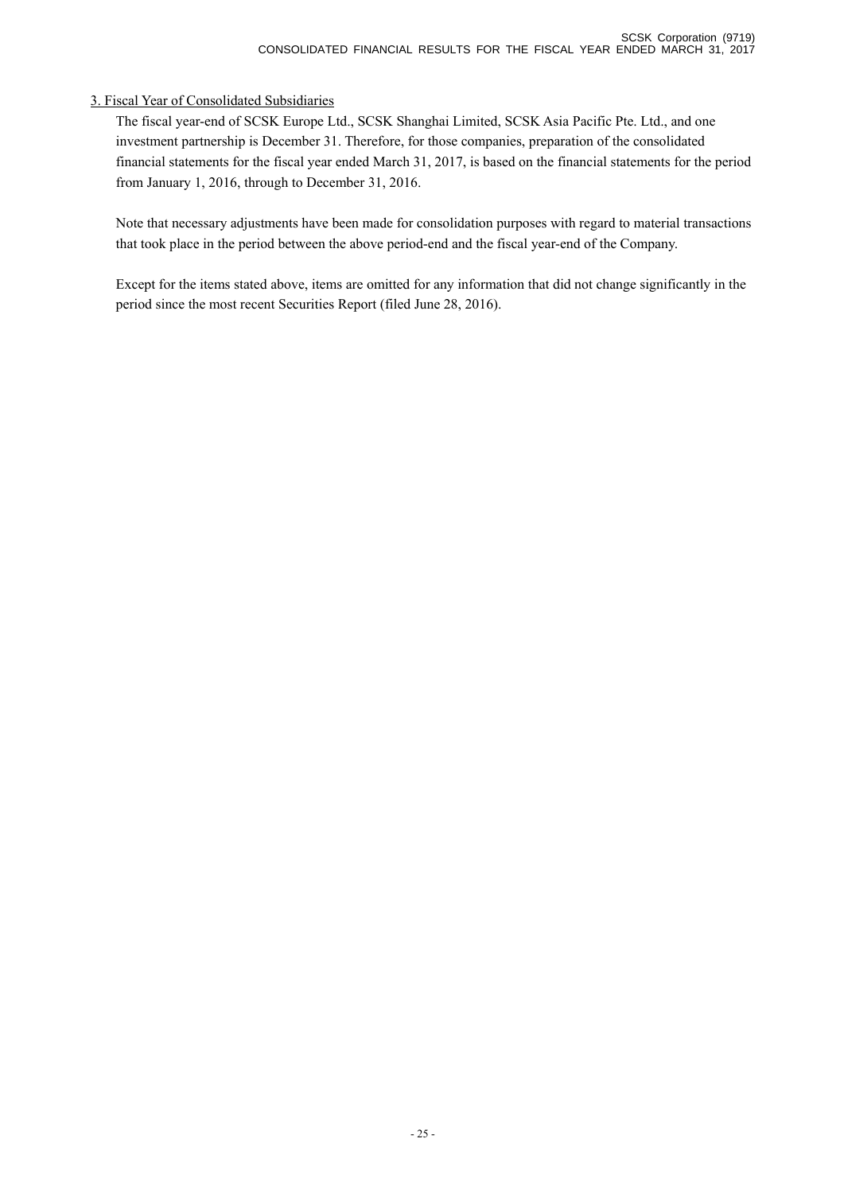## 3. Fiscal Year of Consolidated Subsidiaries

The fiscal year-end of SCSK Europe Ltd., SCSK Shanghai Limited, SCSK Asia Pacific Pte. Ltd., and one investment partnership is December 31. Therefore, for those companies, preparation of the consolidated financial statements for the fiscal year ended March 31, 2017, is based on the financial statements for the period from January 1, 2016, through to December 31, 2016.

Note that necessary adjustments have been made for consolidation purposes with regard to material transactions that took place in the period between the above period-end and the fiscal year-end of the Company.

Except for the items stated above, items are omitted for any information that did not change significantly in the period since the most recent Securities Report (filed June 28, 2016).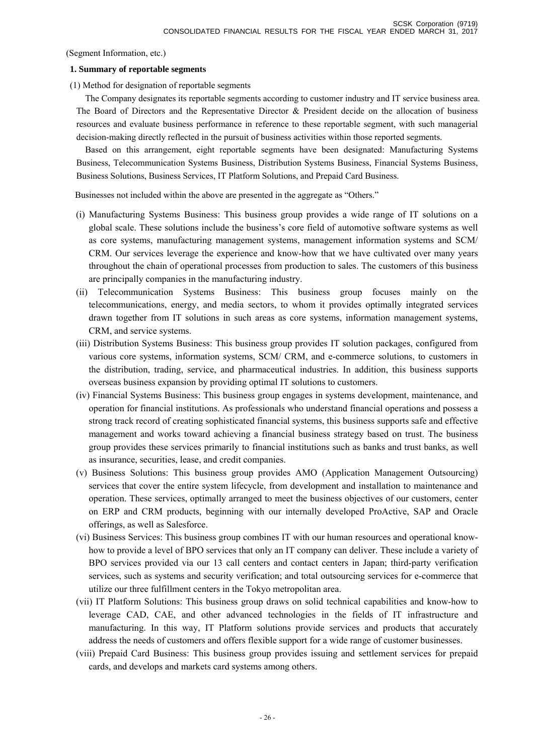(Segment Information, etc.)

**1. Summary of reportable segments**

(1) Method for designation of reportable segments

The Company designates its reportable segments according to customer industry and IT service business area. The Board of Directors and the Representative Director & President decide on the allocation of business resources and evaluate business performance in reference to these reportable segment, with such managerial decision-making directly reflected in the pursuit of business activities within those reported segments.

Based on this arrangement, eight reportable segments have been designated: Manufacturing Systems Business, Telecommunication Systems Business, Distribution Systems Business, Financial Systems Business, Business Solutions, Business Services, IT Platform Solutions, and Prepaid Card Business.

Businesses not included within the above are presented in the aggregate as "Others."

(i) Manufacturing Systems Business: This business group provides a wide range of IT solutions on a global scale. These solutions include the business's core field of automotive software systems as well as core systems, manufacturing management systems, management information systems and SCM/ CRM. Our services leverage the experience and know-how that we have cultivated over many years throughout the chain of operational processes from production to sales. The customers of this business are principally companies in the manufacturing industry.

(ii) Telecommunication Systems Business: This business group focuses mainly on the telecommunications, energy, and media sectors, to whom it provides optimally integrated services drawn together from IT solutions in such areas as core systems, information management systems, CRM, and service systems.

(iii) Distribution Systems Business: This business group provides IT solution packages, configured from various core systems, information systems, SCM/ CRM, and e-commerce solutions, to customers in the distribution, trading, service, and pharmaceutical industries. In addition, this business supports overseas business expansion by providing optimal IT solutions to customers.

(iv) Financial Systems Business: This business group engages in systems development, maintenance, and operation for financial institutions. As professionals who understand financial operations and possess a strong track record of creating sophisticated financial systems, this business supports safe and effective management and works toward achieving a financial business strategy based on trust. The business group provides these services primarily to financial institutions such as banks and trust banks, as well as insurance, securities, lease, and credit companies.

(v) Business Solutions: This business group provides AMO (Application Management Outsourcing) services that cover the entire system lifecycle, from development and installation to maintenance and operation. These services, optimally arranged to meet the business objectives of our customers, center on ERP and CRM products, beginning with our internally developed ProActive, SAP and Oracle offerings, as well as Salesforce.

(vi) Business Services: This business group combines IT with our human resources and operational know-how to provide a level of BPO services that only an IT company can deliver. These include a variety of BPO services provided via our 13 call centers and contact centers in Japan; third-party verification services, such as systems and security verification; and total outsourcing services for e-commerce that utilize our three fulfillment centers in the Tokyo metropolitan area.

(vii) IT Platform Solutions: This business group draws on solid technical capabilities and know-how to leverage CAD, CAE, and other advanced technologies in the fields of IT infrastructure and manufacturing. In this way, IT Platform solutions provide services and products that accurately address the needs of customers and offers flexible support for a wide range of customer businesses.

(viii) Prepaid Card Business: This business group provides issuing and settlement services for prepaid cards, and develops and markets card systems among others.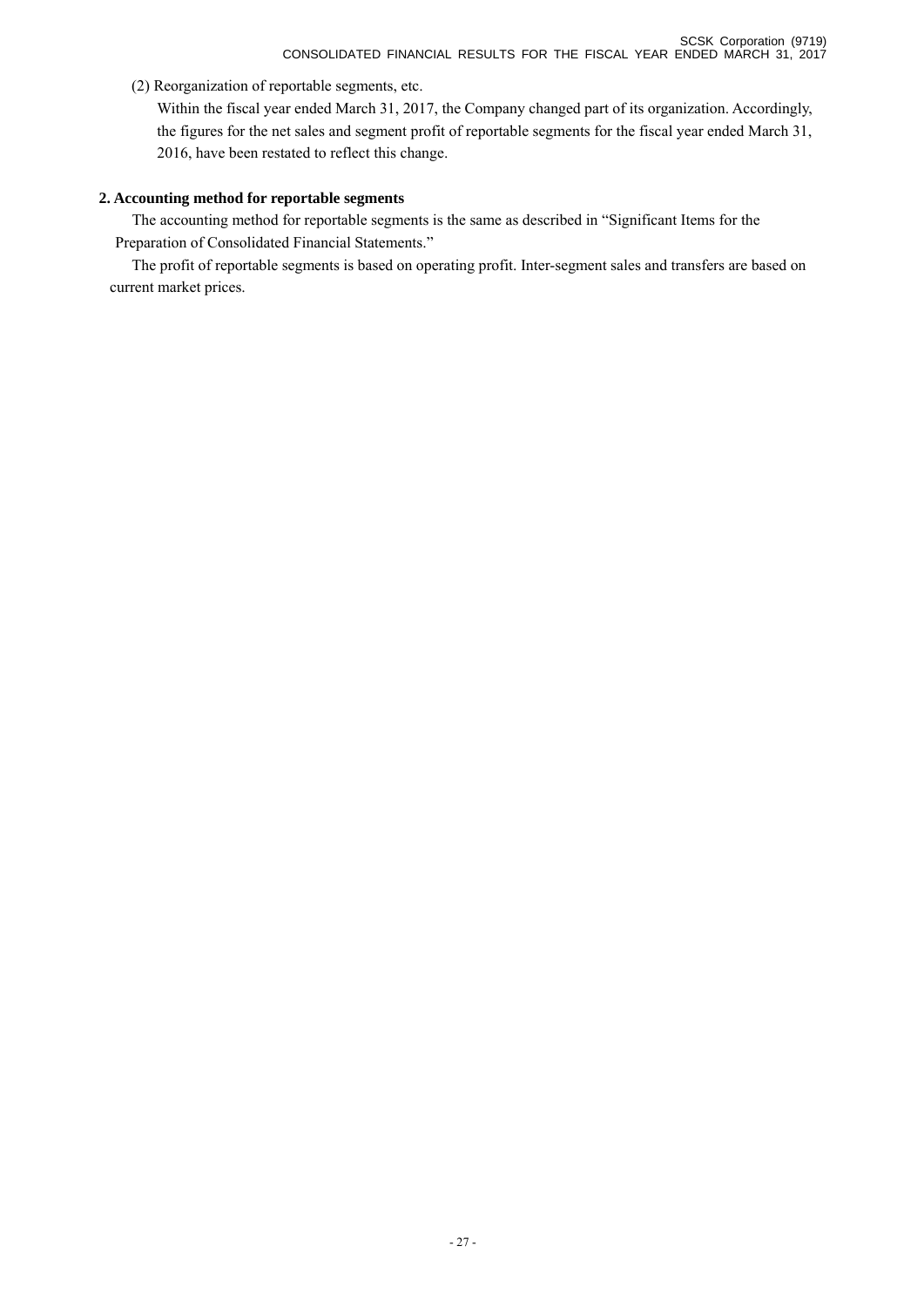(2) Reorganization of reportable segments, etc.

Within the fiscal year ended March 31, 2017, the Company changed part of its organization. Accordingly, the figures for the net sales and segment profit of reportable segments for the fiscal year ended March 31, 2016, have been restated to reflect this change.

**2. Accounting method for reportable segments**

The accounting method for reportable segments is the same as described in "Significant Items for the Preparation of Consolidated Financial Statements."

The profit of reportable segments is based on operating profit. Inter-segment sales and transfers are based on current market prices.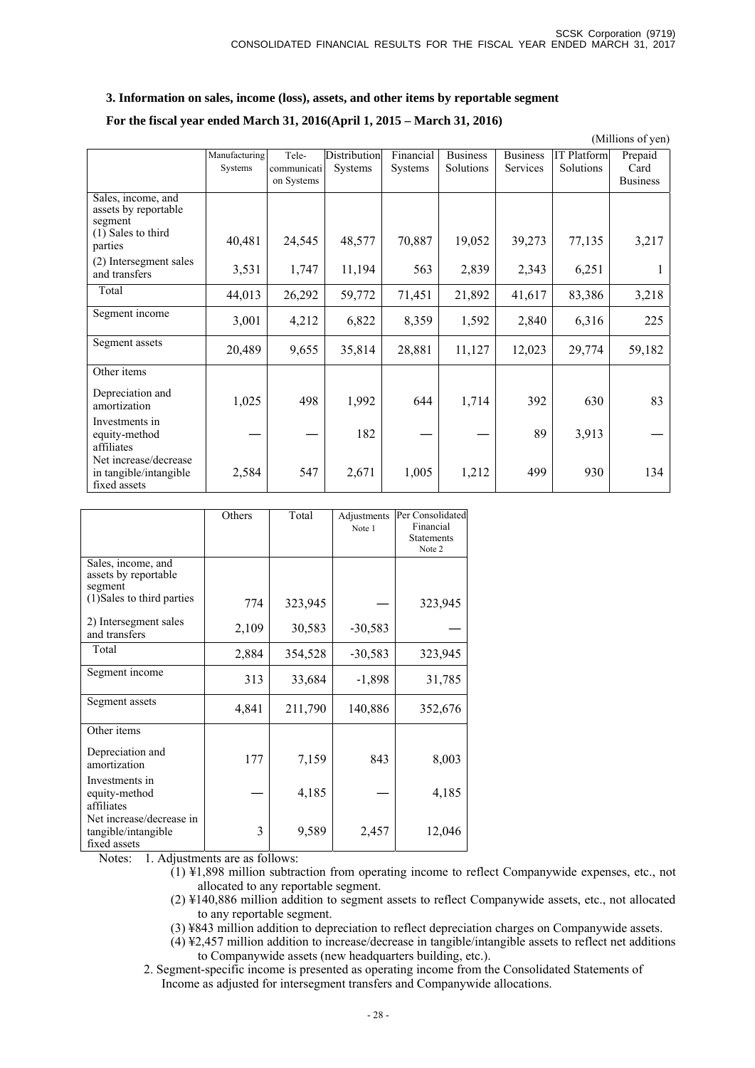### 3. Information on sales, income (loss), assets, and other items by reportable segment

### For the fiscal year ended March 31, 2016(April 1, 2015 – March 31, 2016)

(Millions of yen)

| | Manufacturing Systems | Tele-communication Systems | Distribution Systems | Financial Systems | Business Solutions | Business Services | IT Platform Solutions | Prepaid Card Business |
|---|---|---|---|---|---|---|---|---|
| Sales, income, and assets by reportable segment<br>(1) Sales to third parties | 40,481 | 24,545 | 48,577 | 70,887 | 19,052 | 39,273 | 77,135 | 3,217 |
| (2) Intersegment sales and transfers | 3,531 | 1,747 | 11,194 | 563 | 2,839 | 2,343 | 6,251 | 1 |
| Total | 44,013 | 26,292 | 59,772 | 71,451 | 21,892 | 41,617 | 83,386 | 3,218 |
| Segment income | 3,001 | 4,212 | 6,822 | 8,359 | 1,592 | 2,840 | 6,316 | 225 |
| Segment assets | 20,489 | 9,655 | 35,814 | 28,881 | 11,127 | 12,023 | 29,774 | 59,182 |
| Other items<br>Depreciation and amortization | 1,025 | 498 | 1,992 | 644 | 1,714 | 392 | 630 | 83 |
| Investments in equity-method affiliates | — | — | 182 | — | — | 89 | 3,913 | — |
| Net increase/decrease in tangible/intangible fixed assets | 2,584 | 547 | 2,671 | 1,005 | 1,212 | 499 | 930 | 134 |

| | Others | Total | Adjustments Note 1 | Per Consolidated Financial Statements Note 2 |
|---|---|---|---|---|
| Sales, income, and assets by reportable segment<br>(1)Sales to third parties | 774 | 323,945 | — | 323,945 |
| 2) Intersegment sales and transfers | 2,109 | 30,583 | -30,583 | — |
| Total | 2,884 | 354,528 | -30,583 | 323,945 |
| Segment income | 313 | 33,684 | -1,898 | 31,785 |
| Segment assets | 4,841 | 211,790 | 140,886 | 352,676 |
| Other items<br>Depreciation and amortization | 177 | 7,159 | 843 | 8,003 |
| Investments in equity-method affiliates | — | 4,185 | — | 4,185 |
| Net increase/decrease in tangible/intangible fixed assets | 3 | 9,589 | 2,457 | 12,046 |

Notes: 1. Adjustments are as follows:

(1) ¥1,898 million subtraction from operating income to reflect Companywide expenses, etc., not allocated to any reportable segment.

(2) ¥140,886 million addition to segment assets to reflect Companywide assets, etc., not allocated to any reportable segment.

(3) ¥843 million addition to depreciation to reflect depreciation charges on Companywide assets.

(4) ¥2,457 million addition to increase/decrease in tangible/intangible assets to reflect net additions to Companywide assets (new headquarters building, etc.).

2. Segment-specific income is presented as operating income from the Consolidated Statements of Income as adjusted for intersegment transfers and Companywide allocations.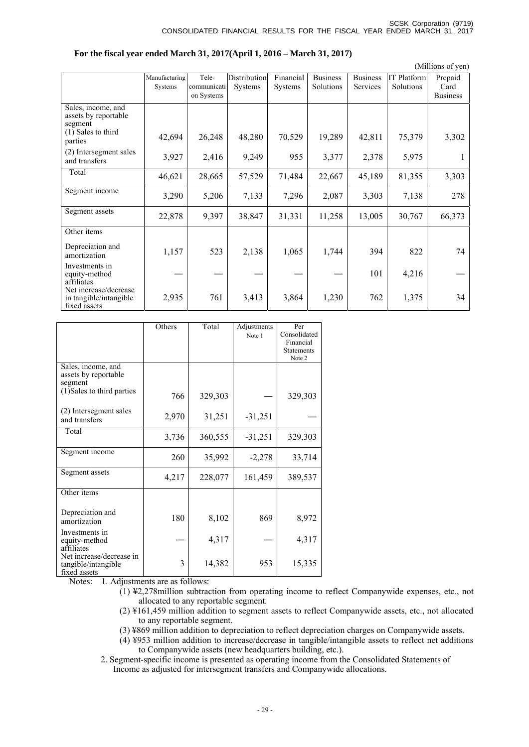**For the fiscal year ended March 31, 2017(April 1, 2016 – March 31, 2017)**

(Millions of yen)

| | Manufacturing Systems | Tele-communication Systems | Distribution Systems | Financial Systems | Business Solutions | Business Services | IT Platform Solutions | Prepaid Card Business |
|---|---|---|---|---|---|---|---|---|
| Sales, income, and assets by reportable segment | | | | | | | | |
| (1) Sales to third parties | 42,694 | 26,248 | 48,280 | 70,529 | 19,289 | 42,811 | 75,379 | 3,302 |
| (2) Intersegment sales and transfers | 3,927 | 2,416 | 9,249 | 955 | 3,377 | 2,378 | 5,975 | 1 |
| Total | 46,621 | 28,665 | 57,529 | 71,484 | 22,667 | 45,189 | 81,355 | 3,303 |
| Segment income | 3,290 | 5,206 | 7,133 | 7,296 | 2,087 | 3,303 | 7,138 | 278 |
| Segment assets | 22,878 | 9,397 | 38,847 | 31,331 | 11,258 | 13,005 | 30,767 | 66,373 |
| Other items | | | | | | | | |
| Depreciation and amortization | 1,157 | 523 | 2,138 | 1,065 | 1,744 | 394 | 822 | 74 |
| Investments in equity-method affiliates | — | — | — | — | — | 101 | 4,216 | — |
| Net increase/decrease in tangible/intangible fixed assets | 2,935 | 761 | 3,413 | 3,864 | 1,230 | 762 | 1,375 | 34 |

| | Others | Total | Adjustments Note 1 | Per Consolidated Financial Statements Note 2 |
|---|---|---|---|---|
| Sales, income, and assets by reportable segment | | | | |
| (1)Sales to third parties | 766 | 329,303 | — | 329,303 |
| (2) Intersegment sales and transfers | 2,970 | 31,251 | -31,251 | — |
| Total | 3,736 | 360,555 | -31,251 | 329,303 |
| Segment income | 260 | 35,992 | -2,278 | 33,714 |
| Segment assets | 4,217 | 228,077 | 161,459 | 389,537 |
| Other items | | | | |
| Depreciation and amortization | 180 | 8,102 | 869 | 8,972 |
| Investments in equity-method affiliates | — | 4,317 | — | 4,317 |
| Net increase/decrease in tangible/intangible fixed assets | 3 | 14,382 | 953 | 15,335 |

Notes: 1. Adjustments are as follows:

(1) ¥2,278million subtraction from operating income to reflect Companywide expenses, etc., not allocated to any reportable segment.

(2) ¥161,459 million addition to segment assets to reflect Companywide assets, etc., not allocated to any reportable segment.

(3) ¥869 million addition to depreciation to reflect depreciation charges on Companywide assets.

(4) ¥953 million addition to increase/decrease in tangible/intangible assets to reflect net additions to Companywide assets (new headquarters building, etc.).

2. Segment-specific income is presented as operating income from the Consolidated Statements of Income as adjusted for intersegment transfers and Companywide allocations.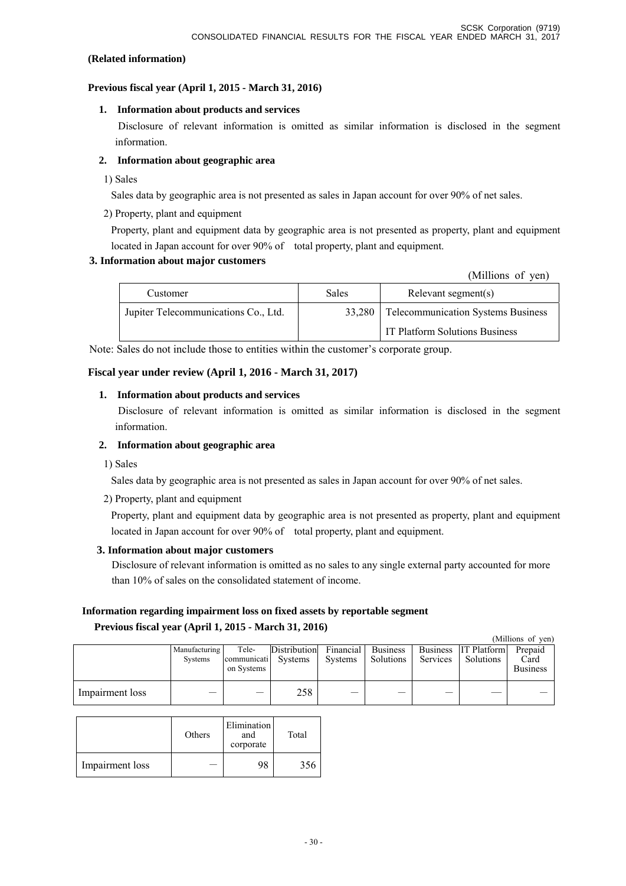**(Related information)**

**Previous fiscal year (April 1, 2015 - March 31, 2016)**

**1. Information about products and services**

Disclosure of relevant information is omitted as similar information is disclosed in the segment information.

**2. Information about geographic area**

1) Sales

Sales data by geographic area is not presented as sales in Japan account for over 90% of net sales.

2) Property, plant and equipment

Property, plant and equipment data by geographic area is not presented as property, plant and equipment located in Japan account for over 90% of total property, plant and equipment.

**3. Information about major customers**

(Millions of yen)

| Customer | Sales | Relevant segment(s) |
|---|---|---|
| Jupiter Telecommunications Co., Ltd. | 33,280 | Telecommunication Systems Business<br>IT Platform Solutions Business |

Note: Sales do not include those to entities within the customer's corporate group.

**Fiscal year under review (April 1, 2016 - March 31, 2017)**

**1. Information about products and services**

Disclosure of relevant information is omitted as similar information is disclosed in the segment information.

**2. Information about geographic area**

1) Sales

Sales data by geographic area is not presented as sales in Japan account for over 90% of net sales.

2) Property, plant and equipment

Property, plant and equipment data by geographic area is not presented as property, plant and equipment located in Japan account for over 90% of total property, plant and equipment.

**3. Information about major customers**

Disclosure of relevant information is omitted as no sales to any single external party accounted for more than 10% of sales on the consolidated statement of income.

**Information regarding impairment loss on fixed assets by reportable segment**

**Previous fiscal year (April 1, 2015 - March 31, 2016)**

(Millions of yen)

| | Manufacturing Systems | Tele-communication Systems | Distribution Systems | Financial Systems | Business Solutions | Business Services | IT Platform Solutions | Prepaid Card Business |
|---|---|---|---|---|---|---|---|---|
| Impairment loss | — | — | 258 | — | — | — | — | — |

| | Others | Elimination and corporate | Total |
|---|---|---|---|
| Impairment loss | — | 98 | 356 |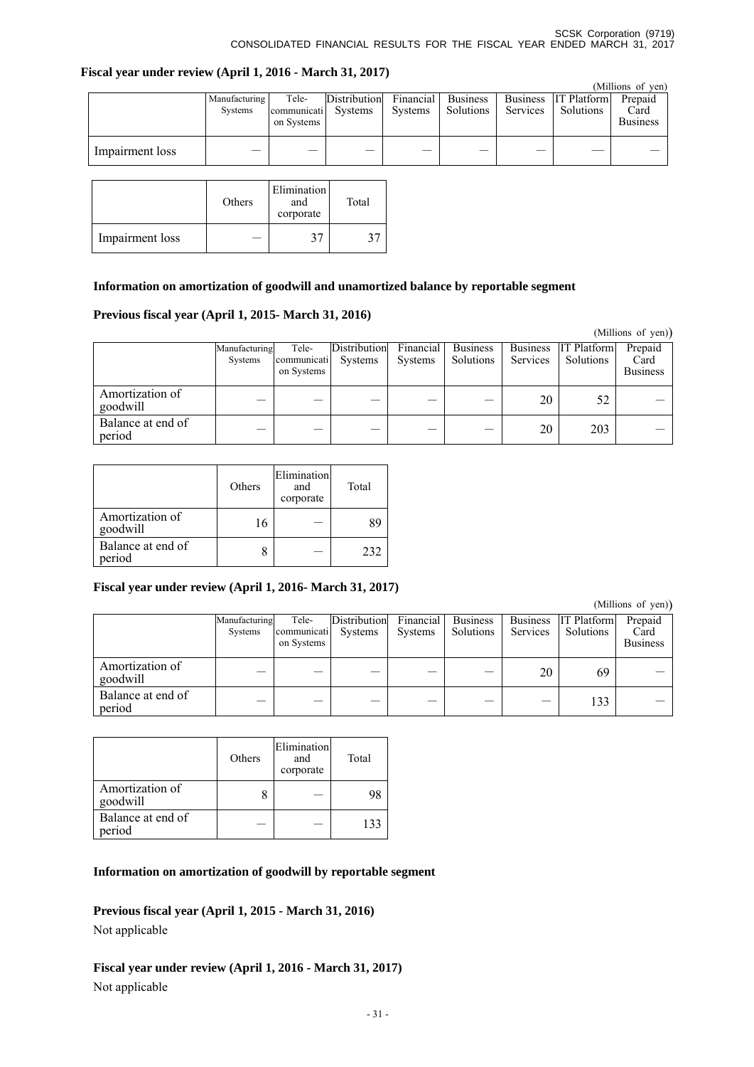**Fiscal year under review (April 1, 2016 - March 31, 2017)**

(Millions of yen)

| | Manufacturing Systems | Tele-communication Systems | Distribution Systems | Financial Systems | Business Solutions | Business Services | IT Platform Solutions | Prepaid Card Business |
|---|---|---|---|---|---|---|---|---|
| Impairment loss | — | — | — | — | — | — | — | — |

| | Others | Elimination and corporate | Total |
|---|---|---|---|
| Impairment loss | — | 37 | 37 |

**Information on amortization of goodwill and unamortized balance by reportable segment**

**Previous fiscal year (April 1, 2015- March 31, 2016)**

(Millions of yen)

| | Manufacturing Systems | Tele-communication Systems | Distribution Systems | Financial Systems | Business Solutions | Business Services | IT Platform Solutions | Prepaid Card Business |
|---|---|---|---|---|---|---|---|---|
| Amortization of goodwill | — | — | — | — | — | 20 | 52 | — |
| Balance at end of period | — | — | — | — | — | 20 | 203 | — |

| | Others | Elimination and corporate | Total |
|---|---|---|---|
| Amortization of goodwill | 16 | — | 89 |
| Balance at end of period | 8 | — | 232 |

**Fiscal year under review (April 1, 2016- March 31, 2017)**

(Millions of yen)

| | Manufacturing Systems | Tele-communication Systems | Distribution Systems | Financial Systems | Business Solutions | Business Services | IT Platform Solutions | Prepaid Card Business |
|---|---|---|---|---|---|---|---|---|
| Amortization of goodwill | — | — | — | — | — | 20 | 69 | — |
| Balance at end of period | — | — | — | — | — | — | 133 | — |

| | Others | Elimination and corporate | Total |
|---|---|---|---|
| Amortization of goodwill | 8 | — | 98 |
| Balance at end of period | — | — | 133 |

**Information on amortization of goodwill by reportable segment**

**Previous fiscal year (April 1, 2015 - March 31, 2016)**

Not applicable

**Fiscal year under review (April 1, 2016 - March 31, 2017)**

Not applicable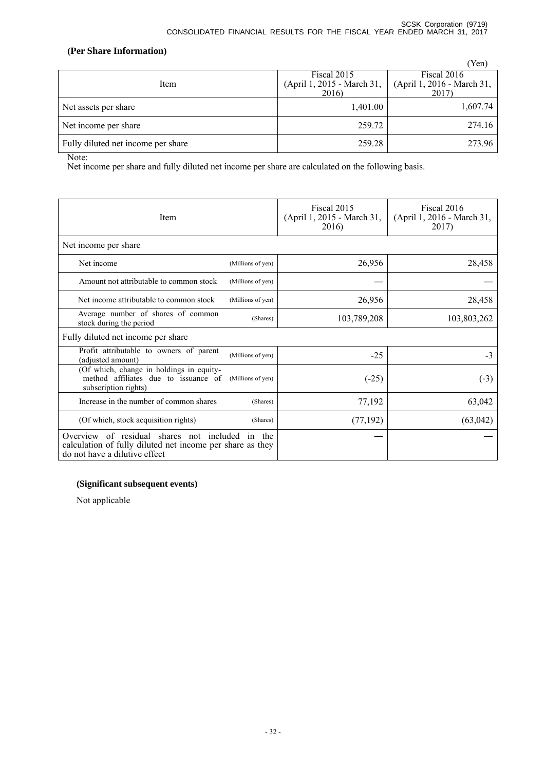### (Per Share Information)

(Yen)

| Item | Fiscal 2015 (April 1, 2015 - March 31, 2016) | Fiscal 2016 (April 1, 2016 - March 31, 2017) |
|---|---|---|
| Net assets per share | 1,401.00 | 1,607.74 |
| Net income per share | 259.72 | 274.16 |
| Fully diluted net income per share | 259.28 | 273.96 |

Note:
Net income per share and fully diluted net income per share are calculated on the following basis.

| Item | | Fiscal 2015 (April 1, 2015 - March 31, 2016) | Fiscal 2016 (April 1, 2016 - March 31, 2017) |
|---|---|---|---|
| Net income per share | | | |
| Net income | (Millions of yen) | 26,956 | 28,458 |
| Amount not attributable to common stock | (Millions of yen) | — | — |
| Net income attributable to common stock | (Millions of yen) | 26,956 | 28,458 |
| Average number of shares of common stock during the period | (Shares) | 103,789,208 | 103,803,262 |
| Fully diluted net income per share | | | |
| Profit attributable to owners of parent (adjusted amount) | (Millions of yen) | -25 | -3 |
| (Of which, change in holdings in equity-method affiliates due to issuance of subscription rights) | (Millions of yen) | (-25) | (-3) |
| Increase in the number of common shares | (Shares) | 77,192 | 63,042 |
| (Of which, stock acquisition rights) | (Shares) | (77,192) | (63,042) |
| Overview of residual shares not included in the calculation of fully diluted net income per share as they do not have a dilutive effect | | — | — |

### (Significant subsequent events)

Not applicable